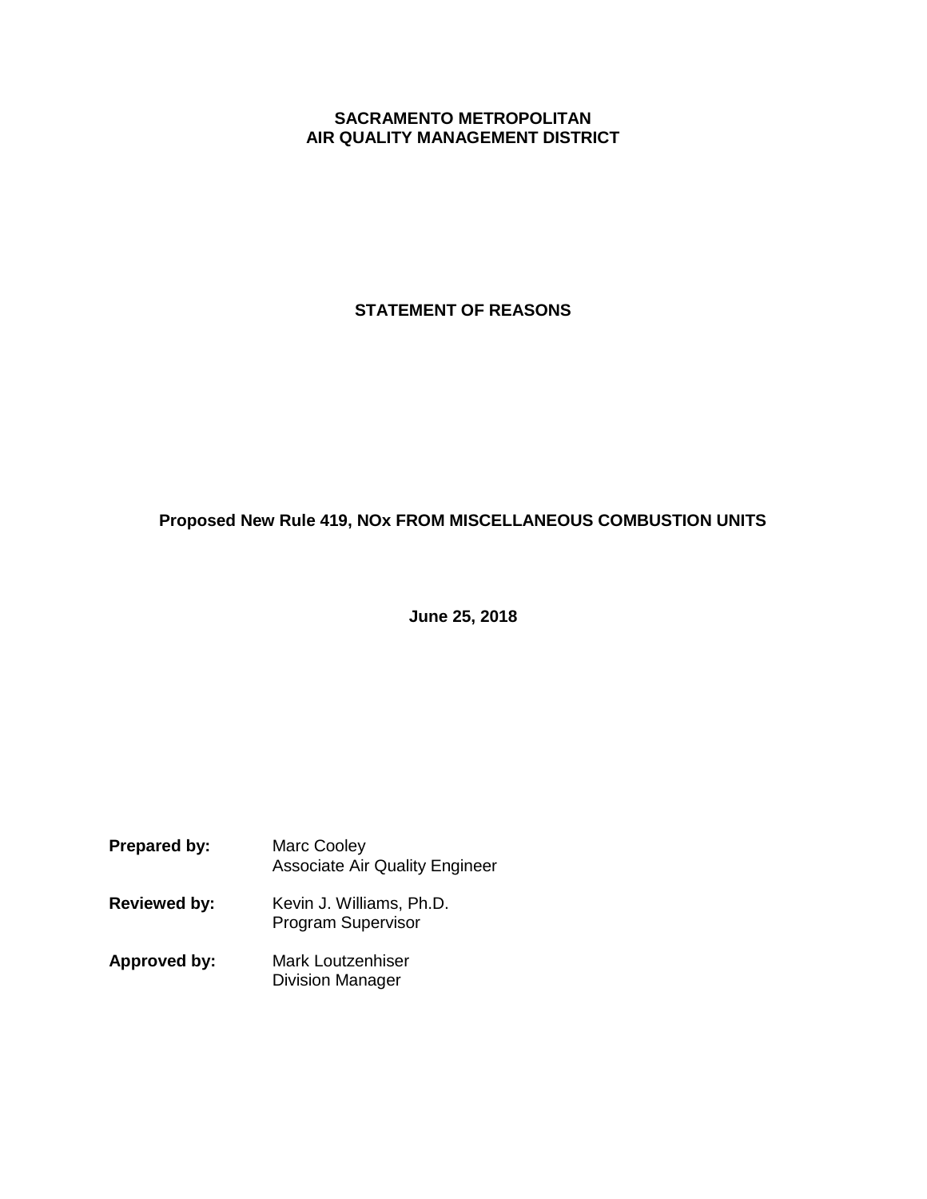**SACRAMENTO METROPOLITAN**
**AIR QUALITY MANAGEMENT DISTRICT**

# STATEMENT OF REASONS

## Proposed New Rule 419, NOx FROM MISCELLANEOUS COMBUSTION UNITS

**June 25, 2018**

**Prepared by:** Marc Cooley
Associate Air Quality Engineer

**Reviewed by:** Kevin J. Williams, Ph.D.
Program Supervisor

**Approved by:** Mark Loutzenhiser
Division Manager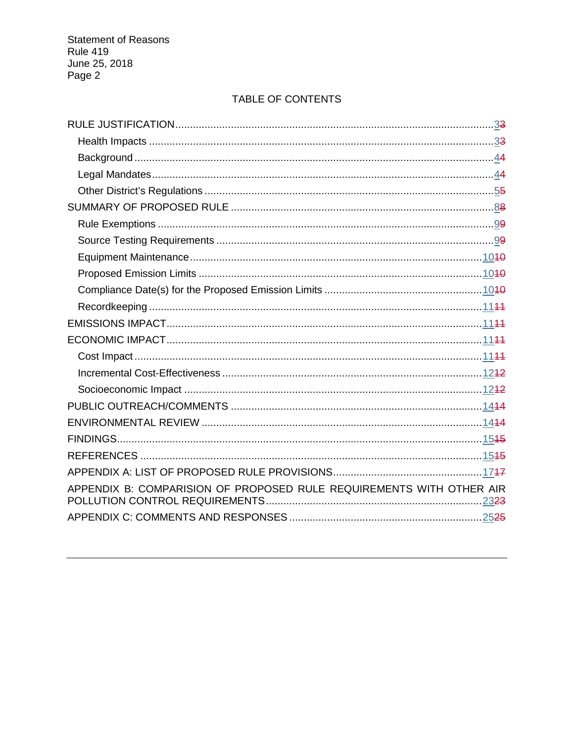TABLE OF CONTENTS

RULE JUSTIFICATION .......... 3~~3~~
- Health Impacts .......... 3~~3~~
- Background .......... 4~~4~~
- Legal Mandates .......... 4~~4~~
- Other District's Regulations .......... 5~~5~~

SUMMARY OF PROPOSED RULE .......... 8~~8~~
- Rule Exemptions .......... 9~~9~~
- Source Testing Requirements .......... 9~~9~~
- Equipment Maintenance .......... 10~~10~~
- Proposed Emission Limits .......... 10~~10~~
- Compliance Date(s) for the Proposed Emission Limits .......... 10~~10~~
- Recordkeeping .......... 11~~11~~

EMISSIONS IMPACT .......... 11~~11~~

ECONOMIC IMPACT .......... 11~~11~~
- Cost Impact .......... 11~~11~~
- Incremental Cost-Effectiveness .......... 12~~12~~
- Socioeconomic Impact .......... 12~~12~~

PUBLIC OUTREACH/COMMENTS .......... 14~~14~~

ENVIRONMENTAL REVIEW .......... 14~~14~~

FINDINGS .......... 15~~15~~

REFERENCES .......... 15~~15~~

APPENDIX A: LIST OF PROPOSED RULE PROVISIONS .......... 17~~17~~

APPENDIX B: COMPARISION OF PROPOSED RULE REQUIREMENTS WITH OTHER AIR POLLUTION CONTROL REQUIREMENTS .......... 23~~23~~

APPENDIX C: COMMENTS AND RESPONSES .......... 25~~25~~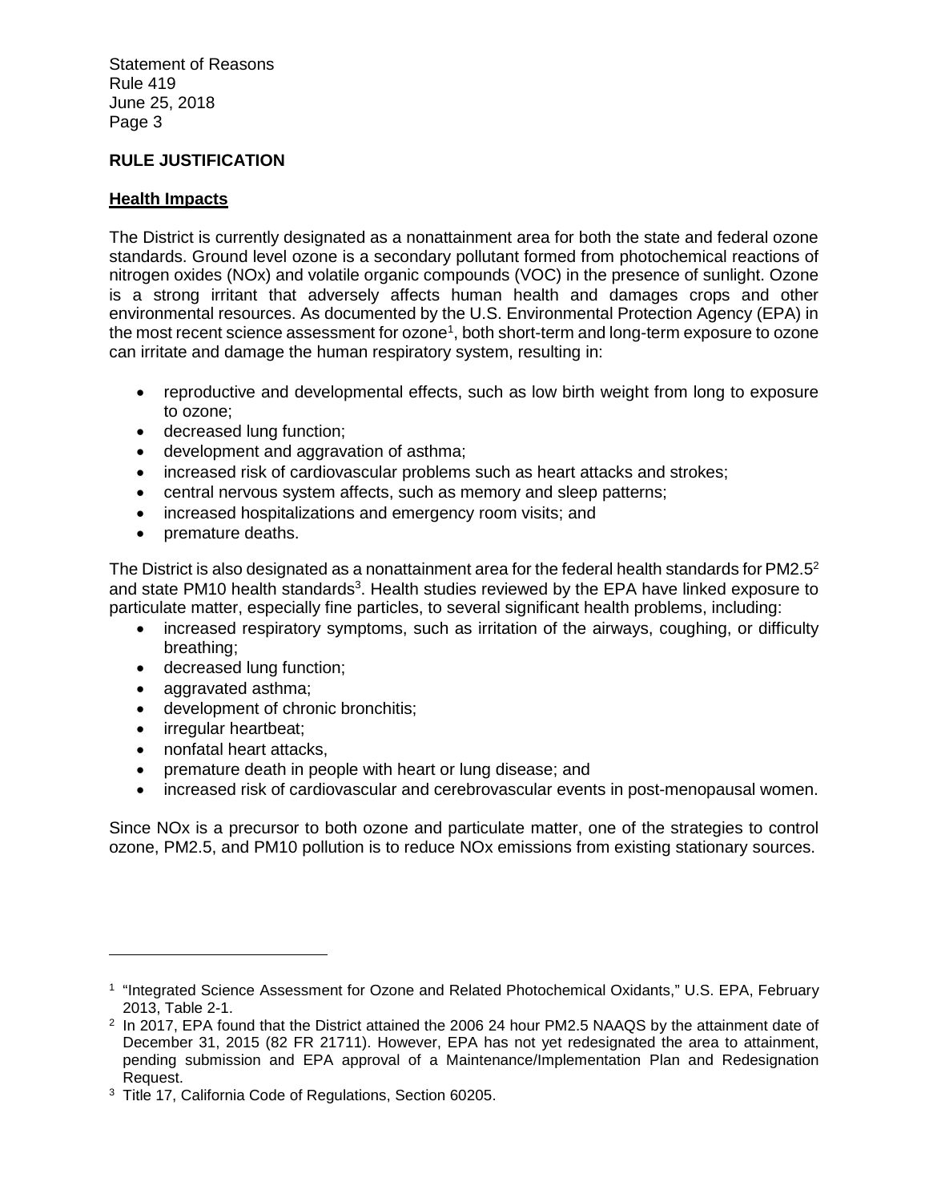## RULE JUSTIFICATION

### Health Impacts

The District is currently designated as a nonattainment area for both the state and federal ozone standards. Ground level ozone is a secondary pollutant formed from photochemical reactions of nitrogen oxides (NOx) and volatile organic compounds (VOC) in the presence of sunlight. Ozone is a strong irritant that adversely affects human health and damages crops and other environmental resources. As documented by the U.S. Environmental Protection Agency (EPA) in the most recent science assessment for ozone[1], both short-term and long-term exposure to ozone can irritate and damage the human respiratory system, resulting in:

- reproductive and developmental effects, such as low birth weight from long to exposure to ozone;
- decreased lung function;
- development and aggravation of asthma;
- increased risk of cardiovascular problems such as heart attacks and strokes;
- central nervous system affects, such as memory and sleep patterns;
- increased hospitalizations and emergency room visits; and
- premature deaths.

The District is also designated as a nonattainment area for the federal health standards for PM2.5[2] and state PM10 health standards[3]. Health studies reviewed by the EPA have linked exposure to particulate matter, especially fine particles, to several significant health problems, including:

- increased respiratory symptoms, such as irritation of the airways, coughing, or difficulty breathing;
- decreased lung function;
- aggravated asthma;
- development of chronic bronchitis;
- irregular heartbeat;
- nonfatal heart attacks,
- premature death in people with heart or lung disease; and
- increased risk of cardiovascular and cerebrovascular events in post-menopausal women.

Since NOx is a precursor to both ozone and particulate matter, one of the strategies to control ozone, PM2.5, and PM10 pollution is to reduce NOx emissions from existing stationary sources.

---

[1] "Integrated Science Assessment for Ozone and Related Photochemical Oxidants," U.S. EPA, February 2013, Table 2-1.

[2] In 2017, EPA found that the District attained the 2006 24 hour PM2.5 NAAQS by the attainment date of December 31, 2015 (82 FR 21711). However, EPA has not yet redesignated the area to attainment, pending submission and EPA approval of a Maintenance/Implementation Plan and Redesignation Request.

[3] Title 17, California Code of Regulations, Section 60205.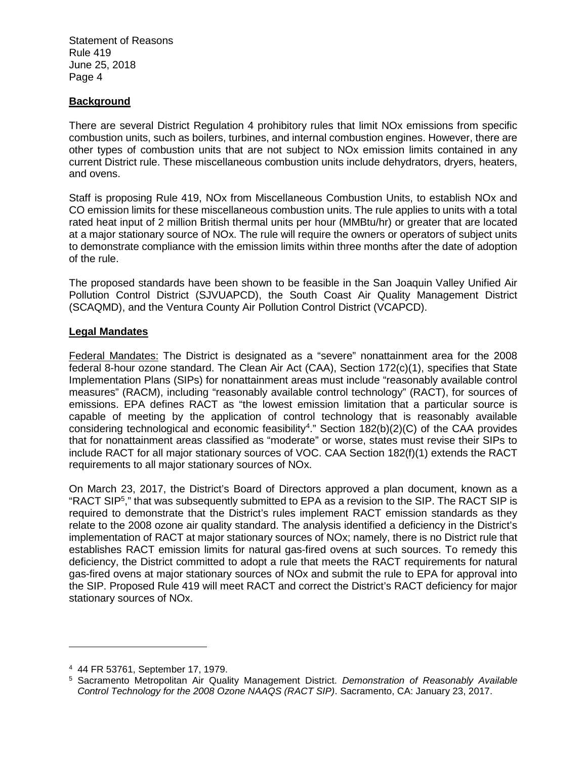## Background

There are several District Regulation 4 prohibitory rules that limit NOx emissions from specific combustion units, such as boilers, turbines, and internal combustion engines. However, there are other types of combustion units that are not subject to NOx emission limits contained in any current District rule. These miscellaneous combustion units include dehydrators, dryers, heaters, and ovens.

Staff is proposing Rule 419, NOx from Miscellaneous Combustion Units, to establish NOx and CO emission limits for these miscellaneous combustion units. The rule applies to units with a total rated heat input of 2 million British thermal units per hour (MMBtu/hr) or greater that are located at a major stationary source of NOx. The rule will require the owners or operators of subject units to demonstrate compliance with the emission limits within three months after the date of adoption of the rule.

The proposed standards have been shown to be feasible in the San Joaquin Valley Unified Air Pollution Control District (SJVUAPCD), the South Coast Air Quality Management District (SCAQMD), and the Ventura County Air Pollution Control District (VCAPCD).

## Legal Mandates

Federal Mandates: The District is designated as a "severe" nonattainment area for the 2008 federal 8-hour ozone standard. The Clean Air Act (CAA), Section 172(c)(1), specifies that State Implementation Plans (SIPs) for nonattainment areas must include "reasonably available control measures" (RACM), including "reasonably available control technology" (RACT), for sources of emissions. EPA defines RACT as "the lowest emission limitation that a particular source is capable of meeting by the application of control technology that is reasonably available considering technological and economic feasibility[4]." Section 182(b)(2)(C) of the CAA provides that for nonattainment areas classified as "moderate" or worse, states must revise their SIPs to include RACT for all major stationary sources of VOC. CAA Section 182(f)(1) extends the RACT requirements to all major stationary sources of NOx.

On March 23, 2017, the District's Board of Directors approved a plan document, known as a "RACT SIP[5]," that was subsequently submitted to EPA as a revision to the SIP. The RACT SIP is required to demonstrate that the District's rules implement RACT emission standards as they relate to the 2008 ozone air quality standard. The analysis identified a deficiency in the District's implementation of RACT at major stationary sources of NOx; namely, there is no District rule that establishes RACT emission limits for natural gas-fired ovens at such sources. To remedy this deficiency, the District committed to adopt a rule that meets the RACT requirements for natural gas-fired ovens at major stationary sources of NOx and submit the rule to EPA for approval into the SIP. Proposed Rule 419 will meet RACT and correct the District's RACT deficiency for major stationary sources of NOx.

---

[4] 44 FR 53761, September 17, 1979.

[5] Sacramento Metropolitan Air Quality Management District. *Demonstration of Reasonably Available Control Technology for the 2008 Ozone NAAQS (RACT SIP)*. Sacramento, CA: January 23, 2017.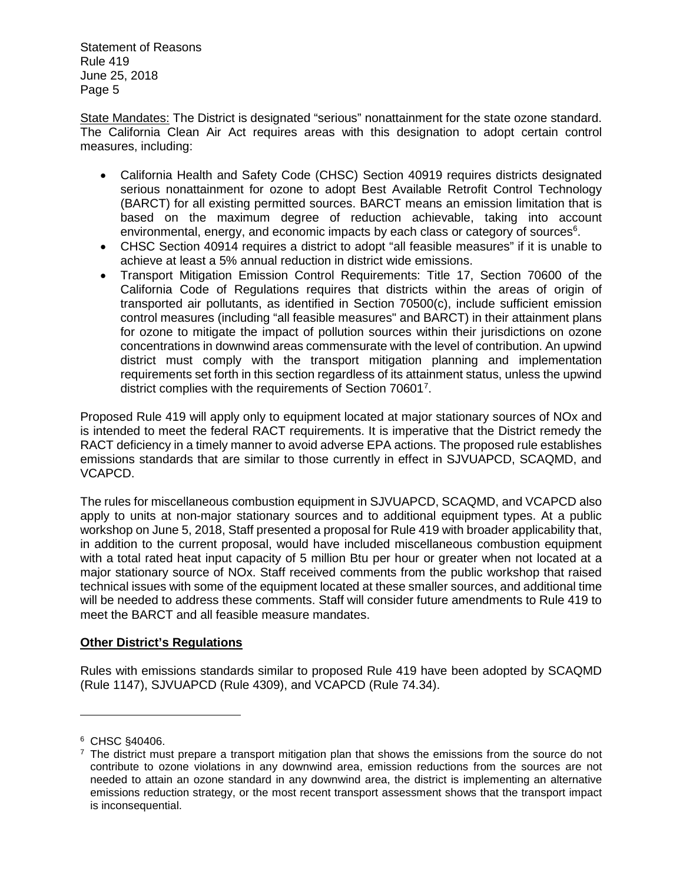State Mandates: The District is designated "serious" nonattainment for the state ozone standard. The California Clean Air Act requires areas with this designation to adopt certain control measures, including:

- California Health and Safety Code (CHSC) Section 40919 requires districts designated serious nonattainment for ozone to adopt Best Available Retrofit Control Technology (BARCT) for all existing permitted sources. BARCT means an emission limitation that is based on the maximum degree of reduction achievable, taking into account environmental, energy, and economic impacts by each class or category of sources[6].
- CHSC Section 40914 requires a district to adopt "all feasible measures" if it is unable to achieve at least a 5% annual reduction in district wide emissions.
- Transport Mitigation Emission Control Requirements: Title 17, Section 70600 of the California Code of Regulations requires that districts within the areas of origin of transported air pollutants, as identified in Section 70500(c), include sufficient emission control measures (including "all feasible measures" and BARCT) in their attainment plans for ozone to mitigate the impact of pollution sources within their jurisdictions on ozone concentrations in downwind areas commensurate with the level of contribution. An upwind district must comply with the transport mitigation planning and implementation requirements set forth in this section regardless of its attainment status, unless the upwind district complies with the requirements of Section 70601[7].

Proposed Rule 419 will apply only to equipment located at major stationary sources of NOx and is intended to meet the federal RACT requirements. It is imperative that the District remedy the RACT deficiency in a timely manner to avoid adverse EPA actions. The proposed rule establishes emissions standards that are similar to those currently in effect in SJVUAPCD, SCAQMD, and VCAPCD.

The rules for miscellaneous combustion equipment in SJVUAPCD, SCAQMD, and VCAPCD also apply to units at non-major stationary sources and to additional equipment types. At a public workshop on June 5, 2018, Staff presented a proposal for Rule 419 with broader applicability that, in addition to the current proposal, would have included miscellaneous combustion equipment with a total rated heat input capacity of 5 million Btu per hour or greater when not located at a major stationary source of NOx. Staff received comments from the public workshop that raised technical issues with some of the equipment located at these smaller sources, and additional time will be needed to address these comments. Staff will consider future amendments to Rule 419 to meet the BARCT and all feasible measure mandates.

## Other District's Regulations

Rules with emissions standards similar to proposed Rule 419 have been adopted by SCAQMD (Rule 1147), SJVUAPCD (Rule 4309), and VCAPCD (Rule 74.34).

---

[6] CHSC §40406.

[7] The district must prepare a transport mitigation plan that shows the emissions from the source do not contribute to ozone violations in any downwind area, emission reductions from the sources are not needed to attain an ozone standard in any downwind area, the district is implementing an alternative emissions reduction strategy, or the most recent transport assessment shows that the transport impact is inconsequential.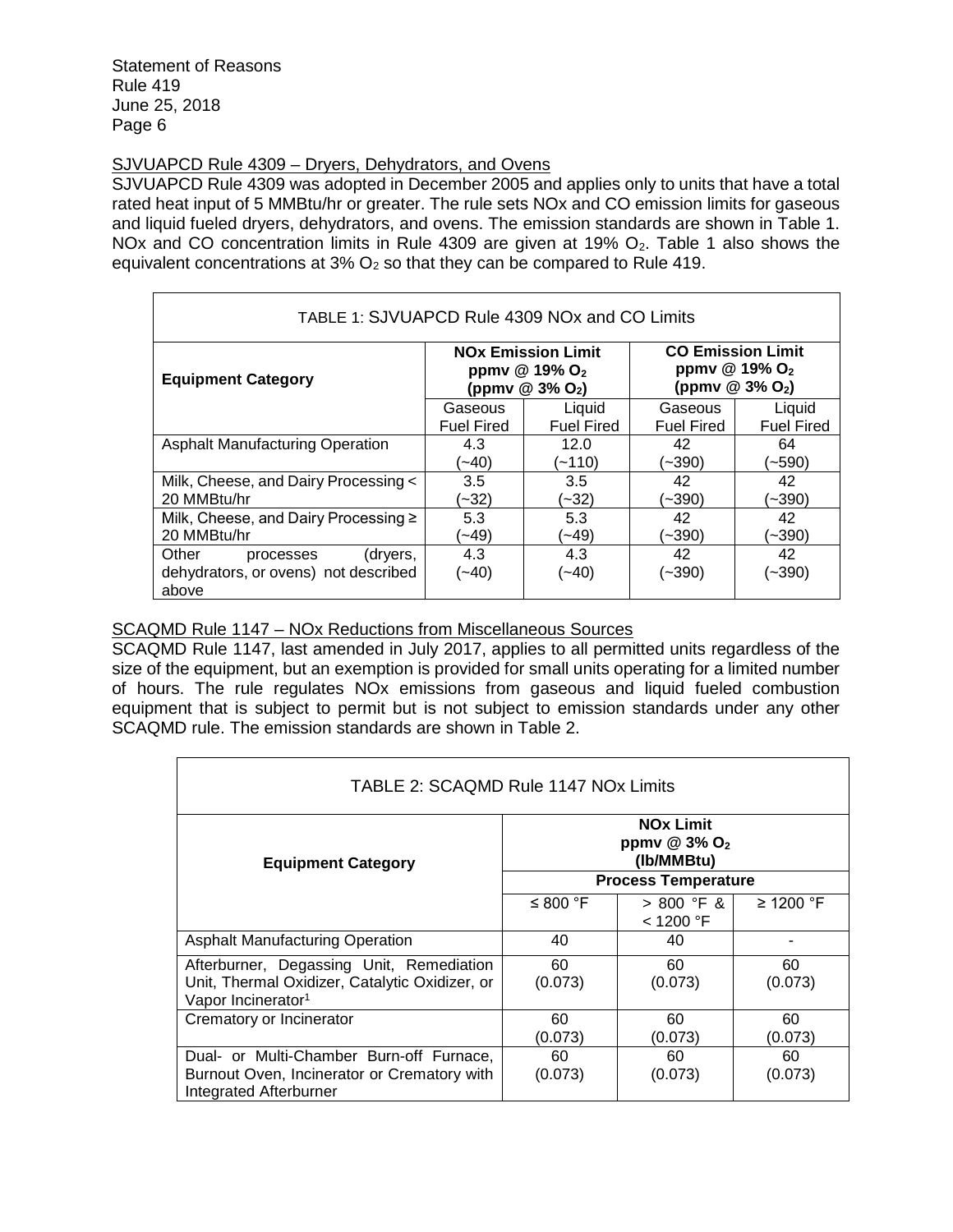SJVUAPCD Rule 4309 – Dryers, Dehydrators, and Ovens

SJVUAPCD Rule 4309 was adopted in December 2005 and applies only to units that have a total rated heat input of 5 MMBtu/hr or greater. The rule sets NOx and CO emission limits for gaseous and liquid fueled dryers, dehydrators, and ovens. The emission standards are shown in Table 1. NOx and CO concentration limits in Rule 4309 are given at 19% $O_2$. Table 1 also shows the equivalent concentrations at 3% $O_2$ so that they can be compared to Rule 419.

TABLE 1: SJVUAPCD Rule 4309 NOx and CO Limits

| Equipment Category | NOx Emission Limit ppmv @ 19% $O_2$ (ppmv @ 3% $O_2$) | | CO Emission Limit ppmv @ 19% $O_2$ (ppmv @ 3% $O_2$) | |
|---|---|---|---|---|
| | Gaseous Fuel Fired | Liquid Fuel Fired | Gaseous Fuel Fired | Liquid Fuel Fired |
| Asphalt Manufacturing Operation | 4.3 (~40) | 12.0 (~110) | 42 (~390) | 64 (~590) |
| Milk, Cheese, and Dairy Processing < 20 MMBtu/hr | 3.5 (~32) | 3.5 (~32) | 42 (~390) | 42 (~390) |
| Milk, Cheese, and Dairy Processing ≥ 20 MMBtu/hr | 5.3 (~49) | 5.3 (~49) | 42 (~390) | 42 (~390) |
| Other processes (dryers, dehydrators, or ovens) not described above | 4.3 (~40) | 4.3 (~40) | 42 (~390) | 42 (~390) |

SCAQMD Rule 1147 – NOx Reductions from Miscellaneous Sources

SCAQMD Rule 1147, last amended in July 2017, applies to all permitted units regardless of the size of the equipment, but an exemption is provided for small units operating for a limited number of hours. The rule regulates NOx emissions from gaseous and liquid fueled combustion equipment that is subject to permit but is not subject to emission standards under any other SCAQMD rule. The emission standards are shown in Table 2.

TABLE 2: SCAQMD Rule 1147 NOx Limits

| Equipment Category | NOx Limit ppmv @ 3% $O_2$ (lb/MMBtu) | | |
|---|---|---|---|
| | Process Temperature | | |
| | ≤ 800 °F | > 800 °F & < 1200 °F | ≥ 1200 °F |
| Asphalt Manufacturing Operation | 40 | 40 | - |
| Afterburner, Degassing Unit, Remediation Unit, Thermal Oxidizer, Catalytic Oxidizer, or Vapor Incinerator[1] | 60 (0.073) | 60 (0.073) | 60 (0.073) |
| Crematory or Incinerator | 60 (0.073) | 60 (0.073) | 60 (0.073) |
| Dual- or Multi-Chamber Burn-off Furnace, Burnout Oven, Incinerator or Crematory with Integrated Afterburner | 60 (0.073) | 60 (0.073) | 60 (0.073) |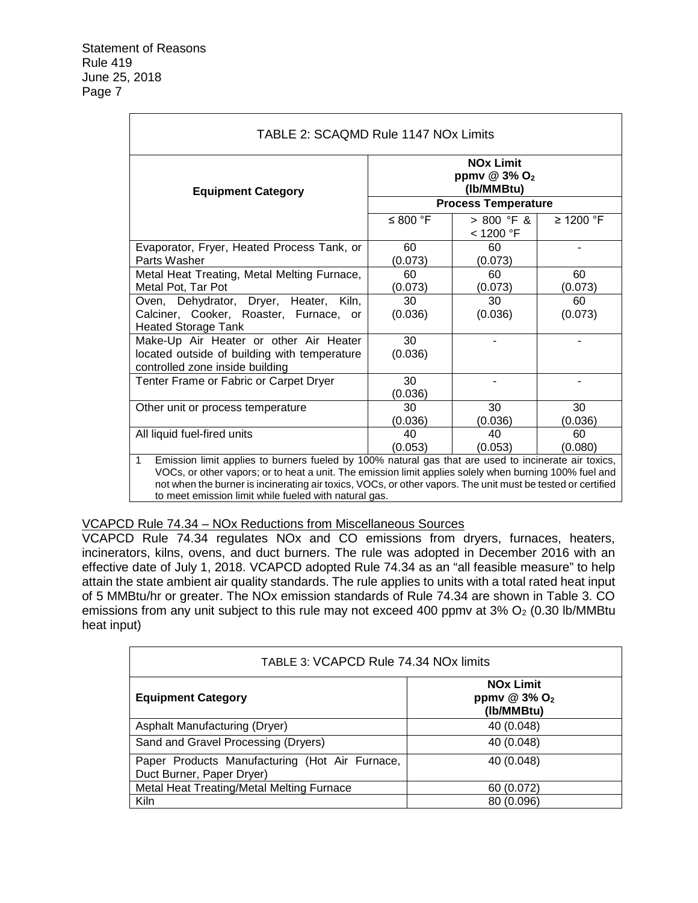| TABLE 2: SCAQMD Rule 1147 NOx Limits | | | |
|---|---|---|---|
| **Equipment Category** | **NOx Limit ppmv @ 3% $O_2$ (lb/MMBtu)** | | |
| | **Process Temperature** | | |
| | ≤ 800 °F | > 800 °F & < 1200 °F | ≥ 1200 °F |
| Evaporator, Fryer, Heated Process Tank, or Parts Washer | 60 (0.073) | 60 (0.073) | - |
| Metal Heat Treating, Metal Melting Furnace, Metal Pot, Tar Pot | 60 (0.073) | 60 (0.073) | 60 (0.073) |
| Oven, Dehydrator, Dryer, Heater, Kiln, Calciner, Cooker, Roaster, Furnace, or Heated Storage Tank | 30 (0.036) | 30 (0.036) | 60 (0.073) |
| Make-Up Air Heater or other Air Heater located outside of building with temperature controlled zone inside building | 30 (0.036) | - | - |
| Tenter Frame or Fabric or Carpet Dryer | 30 (0.036) | - | - |
| Other unit or process temperature | 30 (0.036) | 30 (0.036) | 30 (0.036) |
| All liquid fuel-fired units | 40 (0.053) | 40 (0.053) | 60 (0.080) |

1 Emission limit applies to burners fueled by 100% natural gas that are used to incinerate air toxics, VOCs, or other vapors; or to heat a unit. The emission limit applies solely when burning 100% fuel and not when the burner is incinerating air toxics, VOCs, or other vapors. The unit must be tested or certified to meet emission limit while fueled with natural gas.

## VCAPCD Rule 74.34 – NOx Reductions from Miscellaneous Sources

VCAPCD Rule 74.34 regulates NOx and CO emissions from dryers, furnaces, heaters, incinerators, kilns, ovens, and duct burners. The rule was adopted in December 2016 with an effective date of July 1, 2018. VCAPCD adopted Rule 74.34 as an "all feasible measure" to help attain the state ambient air quality standards. The rule applies to units with a total rated heat input of 5 MMBtu/hr or greater. The NOx emission standards of Rule 74.34 are shown in Table 3. CO emissions from any unit subject to this rule may not exceed 400 ppmv at 3% $O_2$ (0.30 lb/MMBtu heat input)

| TABLE 3: VCAPCD Rule 74.34 NOx limits | |
|---|---|
| **Equipment Category** | **NOx Limit ppmv @ 3% $O_2$ (lb/MMBtu)** |
| Asphalt Manufacturing (Dryer) | 40 (0.048) |
| Sand and Gravel Processing (Dryers) | 40 (0.048) |
| Paper Products Manufacturing (Hot Air Furnace, Duct Burner, Paper Dryer) | 40 (0.048) |
| Metal Heat Treating/Metal Melting Furnace | 60 (0.072) |
| Kiln | 80 (0.096) |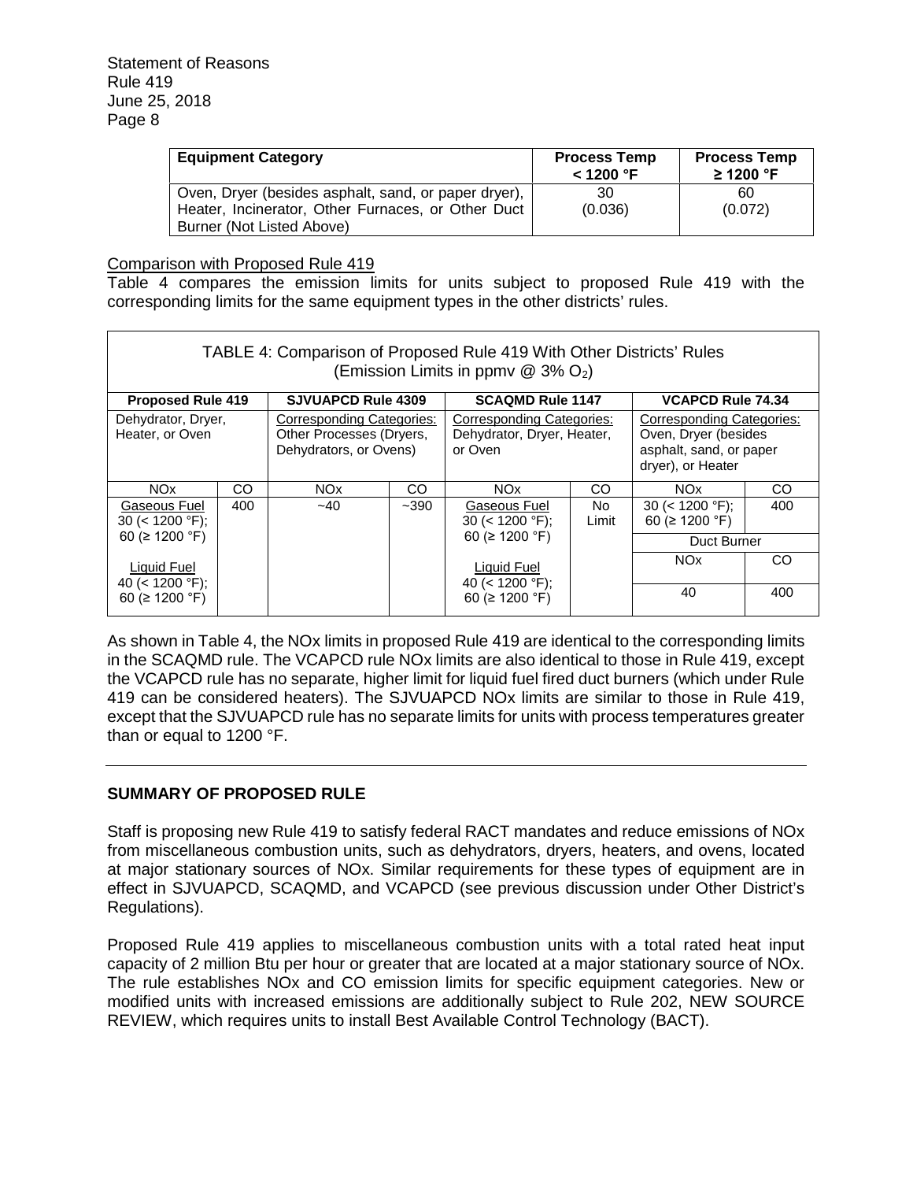| Equipment Category | Process Temp < 1200 °F | Process Temp ≥ 1200 °F |
|---|---|---|
| Oven, Dryer (besides asphalt, sand, or paper dryer), Heater, Incinerator, Other Furnaces, or Other Duct Burner (Not Listed Above) | 30 (0.036) | 60 (0.072) |

<u>Comparison with Proposed Rule 419</u>

Table 4 compares the emission limits for units subject to proposed Rule 419 with the corresponding limits for the same equipment types in the other districts' rules.

TABLE 4: Comparison of Proposed Rule 419 With Other Districts' Rules (Emission Limits in ppmv @ 3% $O_2$)

| Proposed Rule 419 | | SJVUAPCD Rule 4309 | | SCAQMD Rule 1147 | | VCAPCD Rule 74.34 | |
|---|---|---|---|---|---|---|---|
| Dehydrator, Dryer, Heater, or Oven | | Corresponding Categories: Other Processes (Dryers, Dehydrators, or Ovens) | | Corresponding Categories: Dehydrator, Dryer, Heater, or Oven | | Corresponding Categories: Oven, Dryer (besides asphalt, sand, or paper dryer), or Heater | |
| NOx | CO | NOx | CO | NOx | CO | NOx | CO |
| Gaseous Fuel 30 (< 1200 °F); 60 (≥ 1200 °F)<br><br>Liquid Fuel 40 (< 1200 °F); 60 (≥ 1200 °F) | 400 | ~40 | ~390 | Gaseous Fuel 30 (< 1200 °F); 60 (≥ 1200 °F)<br><br>Liquid Fuel 40 (< 1200 °F); 60 (≥ 1200 °F) | No Limit | 30 (< 1200 °F); 60 (≥ 1200 °F)<br><br>Duct Burner<br>NOx: 40 | 400<br><br><br>CO: 400 |

As shown in Table 4, the NOx limits in proposed Rule 419 are identical to the corresponding limits in the SCAQMD rule. The VCAPCD rule NOx limits are also identical to those in Rule 419, except the VCAPCD rule has no separate, higher limit for liquid fuel fired duct burners (which under Rule 419 can be considered heaters). The SJVUAPCD NOx limits are similar to those in Rule 419, except that the SJVUAPCD rule has no separate limits for units with process temperatures greater than or equal to 1200 °F.

---

## SUMMARY OF PROPOSED RULE

Staff is proposing new Rule 419 to satisfy federal RACT mandates and reduce emissions of NOx from miscellaneous combustion units, such as dehydrators, dryers, heaters, and ovens, located at major stationary sources of NOx. Similar requirements for these types of equipment are in effect in SJVUAPCD, SCAQMD, and VCAPCD (see previous discussion under Other District's Regulations).

Proposed Rule 419 applies to miscellaneous combustion units with a total rated heat input capacity of 2 million Btu per hour or greater that are located at a major stationary source of NOx. The rule establishes NOx and CO emission limits for specific equipment categories. New or modified units with increased emissions are additionally subject to Rule 202, NEW SOURCE REVIEW, which requires units to install Best Available Control Technology (BACT).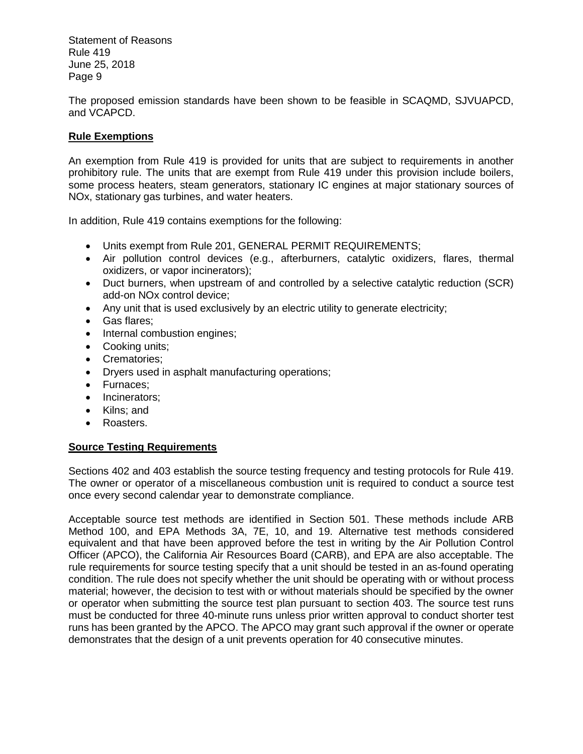The proposed emission standards have been shown to be feasible in SCAQMD, SJVUAPCD, and VCAPCD.

## Rule Exemptions

An exemption from Rule 419 is provided for units that are subject to requirements in another prohibitory rule. The units that are exempt from Rule 419 under this provision include boilers, some process heaters, steam generators, stationary IC engines at major stationary sources of NOx, stationary gas turbines, and water heaters.

In addition, Rule 419 contains exemptions for the following:

- Units exempt from Rule 201, GENERAL PERMIT REQUIREMENTS;
- Air pollution control devices (e.g., afterburners, catalytic oxidizers, flares, thermal oxidizers, or vapor incinerators);
- Duct burners, when upstream of and controlled by a selective catalytic reduction (SCR) add-on NOx control device;
- Any unit that is used exclusively by an electric utility to generate electricity;
- Gas flares;
- Internal combustion engines;
- Cooking units;
- Crematories;
- Dryers used in asphalt manufacturing operations;
- Furnaces;
- Incinerators;
- Kilns; and
- Roasters.

## Source Testing Requirements

Sections 402 and 403 establish the source testing frequency and testing protocols for Rule 419. The owner or operator of a miscellaneous combustion unit is required to conduct a source test once every second calendar year to demonstrate compliance.

Acceptable source test methods are identified in Section 501. These methods include ARB Method 100, and EPA Methods 3A, 7E, 10, and 19. Alternative test methods considered equivalent and that have been approved before the test in writing by the Air Pollution Control Officer (APCO), the California Air Resources Board (CARB), and EPA are also acceptable. The rule requirements for source testing specify that a unit should be tested in an as-found operating condition. The rule does not specify whether the unit should be operating with or without process material; however, the decision to test with or without materials should be specified by the owner or operator when submitting the source test plan pursuant to section 403. The source test runs must be conducted for three 40-minute runs unless prior written approval to conduct shorter test runs has been granted by the APCO. The APCO may grant such approval if the owner or operate demonstrates that the design of a unit prevents operation for 40 consecutive minutes.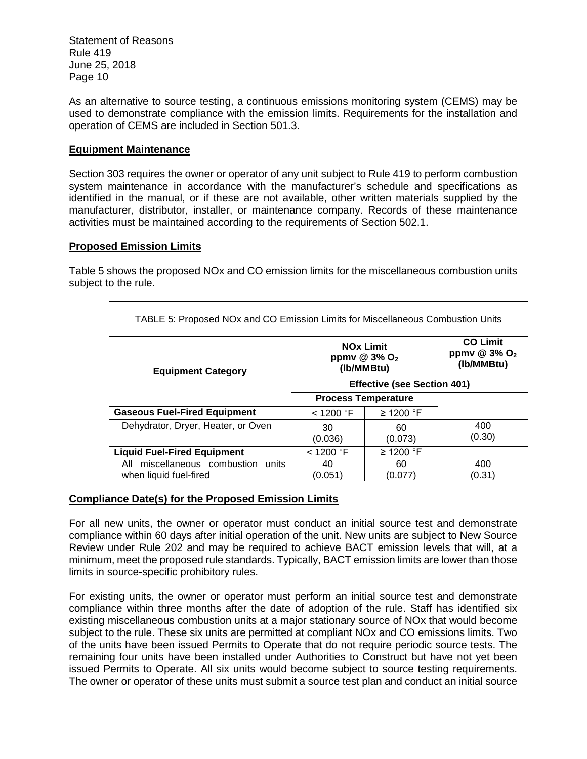As an alternative to source testing, a continuous emissions monitoring system (CEMS) may be used to demonstrate compliance with the emission limits. Requirements for the installation and operation of CEMS are included in Section 501.3.

## Equipment Maintenance

Section 303 requires the owner or operator of any unit subject to Rule 419 to perform combustion system maintenance in accordance with the manufacturer's schedule and specifications as identified in the manual, or if these are not available, other written materials supplied by the manufacturer, distributor, installer, or maintenance company. Records of these maintenance activities must be maintained according to the requirements of Section 502.1.

## Proposed Emission Limits

Table 5 shows the proposed NOx and CO emission limits for the miscellaneous combustion units subject to the rule.

TABLE 5: Proposed NOx and CO Emission Limits for Miscellaneous Combustion Units

| Equipment Category | NOx Limit ppmv @ 3% $O_2$ (lb/MMBtu) | | CO Limit ppmv @ 3% $O_2$ (lb/MMBtu) |
|---|---|---|---|
| | Effective (see Section 401) | | |
| | Process Temperature | | |
| **Gaseous Fuel-Fired Equipment** | < 1200 °F | ≥ 1200 °F | |
| Dehydrator, Dryer, Heater, or Oven | 30 (0.036) | 60 (0.073) | 400 (0.30) |
| **Liquid Fuel-Fired Equipment** | < 1200 °F | ≥ 1200 °F | |
| All miscellaneous combustion units when liquid fuel-fired | 40 (0.051) | 60 (0.077) | 400 (0.31) |

## Compliance Date(s) for the Proposed Emission Limits

For all new units, the owner or operator must conduct an initial source test and demonstrate compliance within 60 days after initial operation of the unit. New units are subject to New Source Review under Rule 202 and may be required to achieve BACT emission levels that will, at a minimum, meet the proposed rule standards. Typically, BACT emission limits are lower than those limits in source-specific prohibitory rules.

For existing units, the owner or operator must perform an initial source test and demonstrate compliance within three months after the date of adoption of the rule. Staff has identified six existing miscellaneous combustion units at a major stationary source of NOx that would become subject to the rule. These six units are permitted at compliant NOx and CO emissions limits. Two of the units have been issued Permits to Operate that do not require periodic source tests. The remaining four units have been installed under Authorities to Construct but have not yet been issued Permits to Operate. All six units would become subject to source testing requirements. The owner or operator of these units must submit a source test plan and conduct an initial source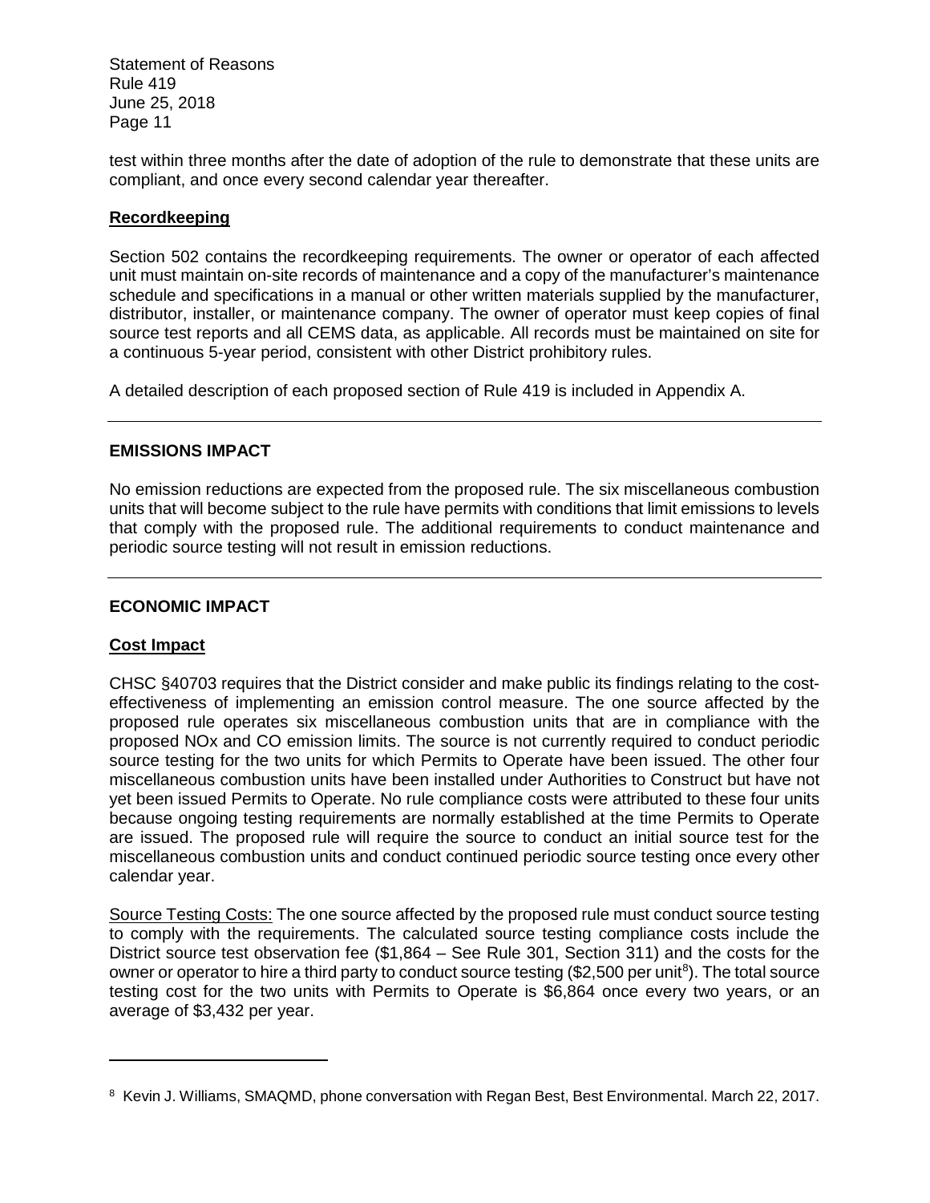test within three months after the date of adoption of the rule to demonstrate that these units are compliant, and once every second calendar year thereafter.

**Recordkeeping**

Section 502 contains the recordkeeping requirements. The owner or operator of each affected unit must maintain on-site records of maintenance and a copy of the manufacturer's maintenance schedule and specifications in a manual or other written materials supplied by the manufacturer, distributor, installer, or maintenance company. The owner of operator must keep copies of final source test reports and all CEMS data, as applicable. All records must be maintained on site for a continuous 5-year period, consistent with other District prohibitory rules.

A detailed description of each proposed section of Rule 419 is included in Appendix A.

---

## EMISSIONS IMPACT

No emission reductions are expected from the proposed rule. The six miscellaneous combustion units that will become subject to the rule have permits with conditions that limit emissions to levels that comply with the proposed rule. The additional requirements to conduct maintenance and periodic source testing will not result in emission reductions.

---

## ECONOMIC IMPACT

**Cost Impact**

CHSC §40703 requires that the District consider and make public its findings relating to the cost-effectiveness of implementing an emission control measure. The one source affected by the proposed rule operates six miscellaneous combustion units that are in compliance with the proposed NOx and CO emission limits. The source is not currently required to conduct periodic source testing for the two units for which Permits to Operate have been issued. The other four miscellaneous combustion units have been installed under Authorities to Construct but have not yet been issued Permits to Operate. No rule compliance costs were attributed to these four units because ongoing testing requirements are normally established at the time Permits to Operate are issued. The proposed rule will require the source to conduct an initial source test for the miscellaneous combustion units and conduct continued periodic source testing once every other calendar year.

Source Testing Costs: The one source affected by the proposed rule must conduct source testing to comply with the requirements. The calculated source testing compliance costs include the District source test observation fee ($1,864 – See Rule 301, Section 311) and the costs for the owner or operator to hire a third party to conduct source testing ($2,500 per unit[8]). The total source testing cost for the two units with Permits to Operate is $6,864 once every two years, or an average of $3,432 per year.

---

[8] Kevin J. Williams, SMAQMD, phone conversation with Regan Best, Best Environmental. March 22, 2017.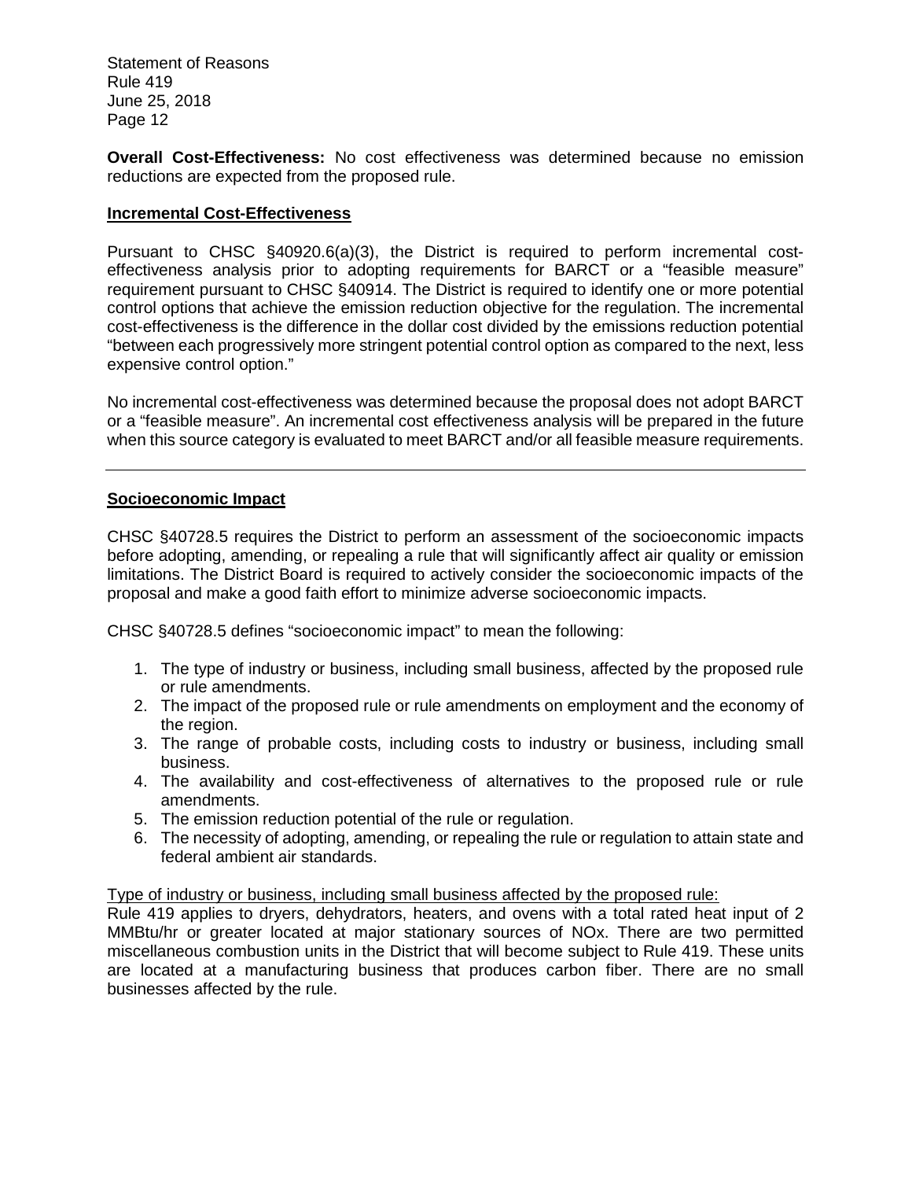**Overall Cost-Effectiveness:** No cost effectiveness was determined because no emission reductions are expected from the proposed rule.

## Incremental Cost-Effectiveness

Pursuant to CHSC §40920.6(a)(3), the District is required to perform incremental cost-effectiveness analysis prior to adopting requirements for BARCT or a "feasible measure" requirement pursuant to CHSC §40914. The District is required to identify one or more potential control options that achieve the emission reduction objective for the regulation. The incremental cost-effectiveness is the difference in the dollar cost divided by the emissions reduction potential "between each progressively more stringent potential control option as compared to the next, less expensive control option."

No incremental cost-effectiveness was determined because the proposal does not adopt BARCT or a "feasible measure". An incremental cost effectiveness analysis will be prepared in the future when this source category is evaluated to meet BARCT and/or all feasible measure requirements.

---

## Socioeconomic Impact

CHSC §40728.5 requires the District to perform an assessment of the socioeconomic impacts before adopting, amending, or repealing a rule that will significantly affect air quality or emission limitations. The District Board is required to actively consider the socioeconomic impacts of the proposal and make a good faith effort to minimize adverse socioeconomic impacts.

CHSC §40728.5 defines "socioeconomic impact" to mean the following:

1. The type of industry or business, including small business, affected by the proposed rule or rule amendments.
2. The impact of the proposed rule or rule amendments on employment and the economy of the region.
3. The range of probable costs, including costs to industry or business, including small business.
4. The availability and cost-effectiveness of alternatives to the proposed rule or rule amendments.
5. The emission reduction potential of the rule or regulation.
6. The necessity of adopting, amending, or repealing the rule or regulation to attain state and federal ambient air standards.

Type of industry or business, including small business affected by the proposed rule:

Rule 419 applies to dryers, dehydrators, heaters, and ovens with a total rated heat input of 2 MMBtu/hr or greater located at major stationary sources of NOx. There are two permitted miscellaneous combustion units in the District that will become subject to Rule 419. These units are located at a manufacturing business that produces carbon fiber. There are no small businesses affected by the rule.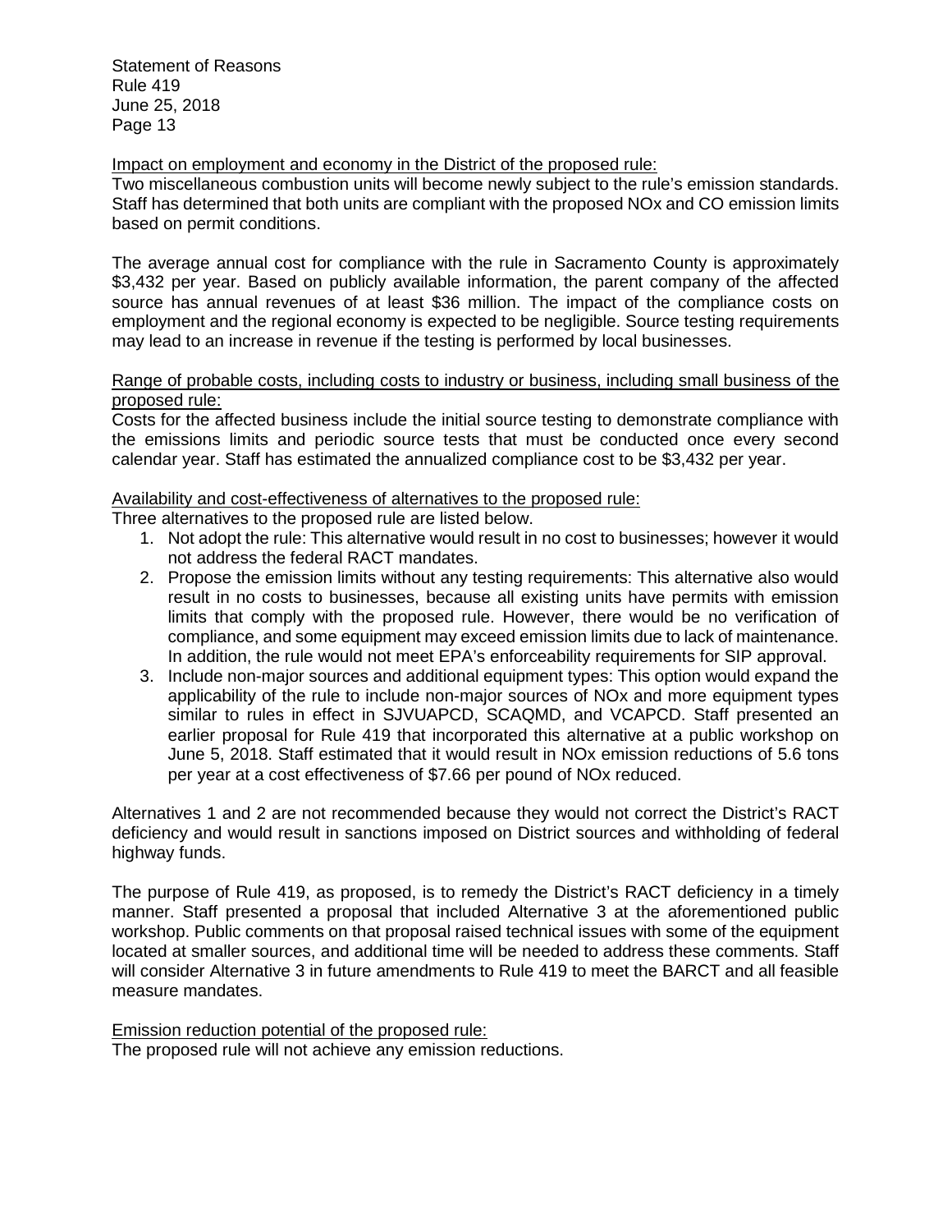Impact on employment and economy in the District of the proposed rule:

Two miscellaneous combustion units will become newly subject to the rule's emission standards. Staff has determined that both units are compliant with the proposed NOx and CO emission limits based on permit conditions.

The average annual cost for compliance with the rule in Sacramento County is approximately \$3,432 per year. Based on publicly available information, the parent company of the affected source has annual revenues of at least \$36 million. The impact of the compliance costs on employment and the regional economy is expected to be negligible. Source testing requirements may lead to an increase in revenue if the testing is performed by local businesses.

Range of probable costs, including costs to industry or business, including small business of the proposed rule:

Costs for the affected business include the initial source testing to demonstrate compliance with the emissions limits and periodic source tests that must be conducted once every second calendar year. Staff has estimated the annualized compliance cost to be \$3,432 per year.

Availability and cost-effectiveness of alternatives to the proposed rule:

Three alternatives to the proposed rule are listed below.

1. Not adopt the rule: This alternative would result in no cost to businesses; however it would not address the federal RACT mandates.
2. Propose the emission limits without any testing requirements: This alternative also would result in no costs to businesses, because all existing units have permits with emission limits that comply with the proposed rule. However, there would be no verification of compliance, and some equipment may exceed emission limits due to lack of maintenance. In addition, the rule would not meet EPA's enforceability requirements for SIP approval.
3. Include non-major sources and additional equipment types: This option would expand the applicability of the rule to include non-major sources of NOx and more equipment types similar to rules in effect in SJVUAPCD, SCAQMD, and VCAPCD. Staff presented an earlier proposal for Rule 419 that incorporated this alternative at a public workshop on June 5, 2018. Staff estimated that it would result in NOx emission reductions of 5.6 tons per year at a cost effectiveness of \$7.66 per pound of NOx reduced.

Alternatives 1 and 2 are not recommended because they would not correct the District's RACT deficiency and would result in sanctions imposed on District sources and withholding of federal highway funds.

The purpose of Rule 419, as proposed, is to remedy the District's RACT deficiency in a timely manner. Staff presented a proposal that included Alternative 3 at the aforementioned public workshop. Public comments on that proposal raised technical issues with some of the equipment located at smaller sources, and additional time will be needed to address these comments. Staff will consider Alternative 3 in future amendments to Rule 419 to meet the BARCT and all feasible measure mandates.

Emission reduction potential of the proposed rule:

The proposed rule will not achieve any emission reductions.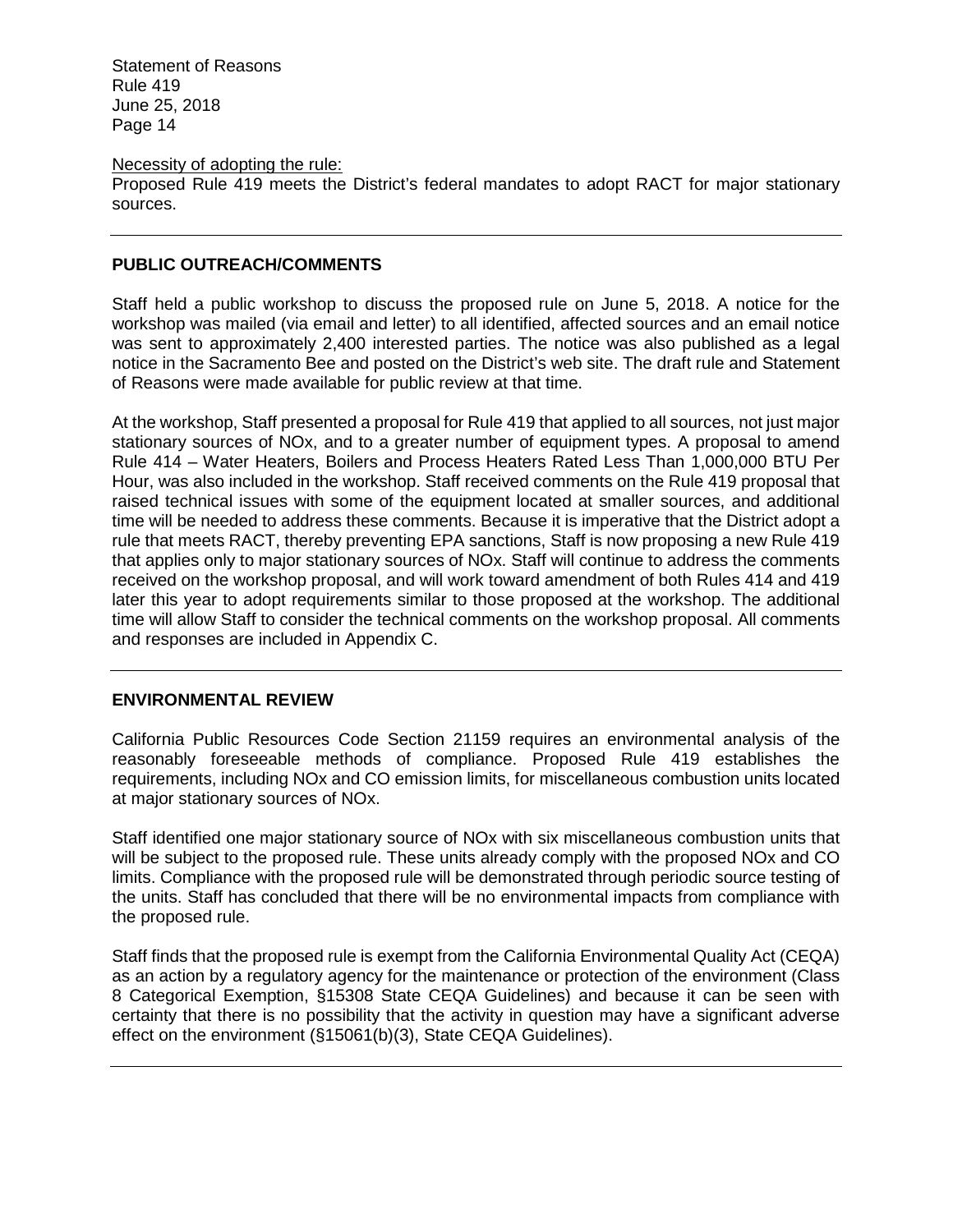Necessity of adopting the rule:
Proposed Rule 419 meets the District's federal mandates to adopt RACT for major stationary sources.

---

## PUBLIC OUTREACH/COMMENTS

Staff held a public workshop to discuss the proposed rule on June 5, 2018. A notice for the workshop was mailed (via email and letter) to all identified, affected sources and an email notice was sent to approximately 2,400 interested parties. The notice was also published as a legal notice in the Sacramento Bee and posted on the District's web site. The draft rule and Statement of Reasons were made available for public review at that time.

At the workshop, Staff presented a proposal for Rule 419 that applied to all sources, not just major stationary sources of NOx, and to a greater number of equipment types. A proposal to amend Rule 414 – Water Heaters, Boilers and Process Heaters Rated Less Than 1,000,000 BTU Per Hour, was also included in the workshop. Staff received comments on the Rule 419 proposal that raised technical issues with some of the equipment located at smaller sources, and additional time will be needed to address these comments. Because it is imperative that the District adopt a rule that meets RACT, thereby preventing EPA sanctions, Staff is now proposing a new Rule 419 that applies only to major stationary sources of NOx. Staff will continue to address the comments received on the workshop proposal, and will work toward amendment of both Rules 414 and 419 later this year to adopt requirements similar to those proposed at the workshop. The additional time will allow Staff to consider the technical comments on the workshop proposal. All comments and responses are included in Appendix C.

---

## ENVIRONMENTAL REVIEW

California Public Resources Code Section 21159 requires an environmental analysis of the reasonably foreseeable methods of compliance. Proposed Rule 419 establishes the requirements, including NOx and CO emission limits, for miscellaneous combustion units located at major stationary sources of NOx.

Staff identified one major stationary source of NOx with six miscellaneous combustion units that will be subject to the proposed rule. These units already comply with the proposed NOx and CO limits. Compliance with the proposed rule will be demonstrated through periodic source testing of the units. Staff has concluded that there will be no environmental impacts from compliance with the proposed rule.

Staff finds that the proposed rule is exempt from the California Environmental Quality Act (CEQA) as an action by a regulatory agency for the maintenance or protection of the environment (Class 8 Categorical Exemption, §15308 State CEQA Guidelines) and because it can be seen with certainty that there is no possibility that the activity in question may have a significant adverse effect on the environment (§15061(b)(3), State CEQA Guidelines).

---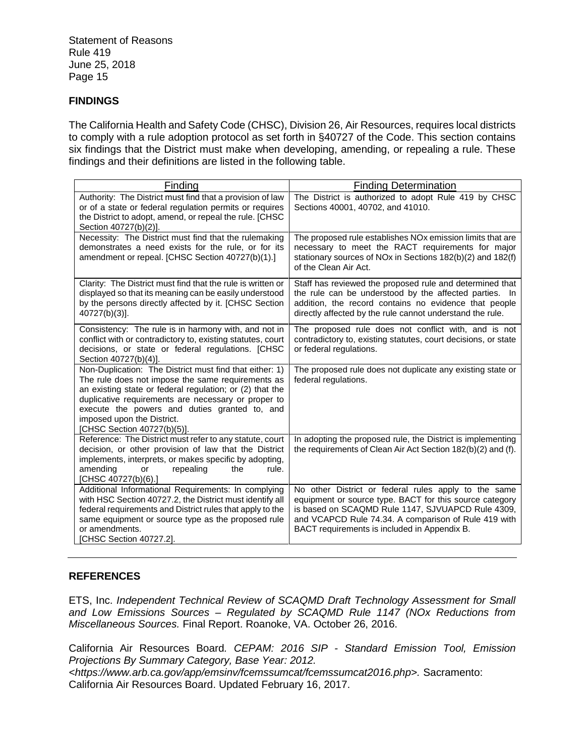## FINDINGS

The California Health and Safety Code (CHSC), Division 26, Air Resources, requires local districts to comply with a rule adoption protocol as set forth in §40727 of the Code. This section contains six findings that the District must make when developing, amending, or repealing a rule. These findings and their definitions are listed in the following table.

| Finding | Finding Determination |
|---|---|
| Authority: The District must find that a provision of law or of a state or federal regulation permits or requires the District to adopt, amend, or repeal the rule. [CHSC Section 40727(b)(2)]. | The District is authorized to adopt Rule 419 by CHSC Sections 40001, 40702, and 41010. |
| Necessity: The District must find that the rulemaking demonstrates a need exists for the rule, or for its amendment or repeal. [CHSC Section 40727(b)(1).] | The proposed rule establishes NOx emission limits that are necessary to meet the RACT requirements for major stationary sources of NOx in Sections 182(b)(2) and 182(f) of the Clean Air Act. |
| Clarity: The District must find that the rule is written or displayed so that its meaning can be easily understood by the persons directly affected by it. [CHSC Section 40727(b)(3)]. | Staff has reviewed the proposed rule and determined that the rule can be understood by the affected parties. In addition, the record contains no evidence that people directly affected by the rule cannot understand the rule. |
| Consistency: The rule is in harmony with, and not in conflict with or contradictory to, existing statutes, court decisions, or state or federal regulations. [CHSC Section 40727(b)(4)]. | The proposed rule does not conflict with, and is not contradictory to, existing statutes, court decisions, or state or federal regulations. |
| Non-Duplication: The District must find that either: 1) The rule does not impose the same requirements as an existing state or federal regulation; or (2) that the duplicative requirements are necessary or proper to execute the powers and duties granted to, and imposed upon the District. [CHSC Section 40727(b)(5)]. | The proposed rule does not duplicate any existing state or federal regulations. |
| Reference: The District must refer to any statute, court decision, or other provision of law that the District implements, interprets, or makes specific by adopting, amending or repealing the rule. [CHSC 40727(b)(6).] | In adopting the proposed rule, the District is implementing the requirements of Clean Air Act Section 182(b)(2) and (f). |
| Additional Informational Requirements: In complying with HSC Section 40727.2, the District must identify all federal requirements and District rules that apply to the same equipment or source type as the proposed rule or amendments. [CHSC Section 40727.2]. | No other District or federal rules apply to the same equipment or source type. BACT for this source category is based on SCAQMD Rule 1147, SJVUAPCD Rule 4309, and VCAPCD Rule 74.34. A comparison of Rule 419 with BACT requirements is included in Appendix B. |

---

## REFERENCES

ETS, Inc. *Independent Technical Review of SCAQMD Draft Technology Assessment for Small and Low Emissions Sources – Regulated by SCAQMD Rule 1147 (NOx Reductions from Miscellaneous Sources.* Final Report. Roanoke, VA. October 26, 2016.

California Air Resources Board. *CEPAM: 2016 SIP - Standard Emission Tool, Emission Projections By Summary Category, Base Year: 2012.* *<https://www.arb.ca.gov/app/emsinv/fcemssumcat/fcemssumcat2016.php>.* Sacramento: California Air Resources Board. Updated February 16, 2017.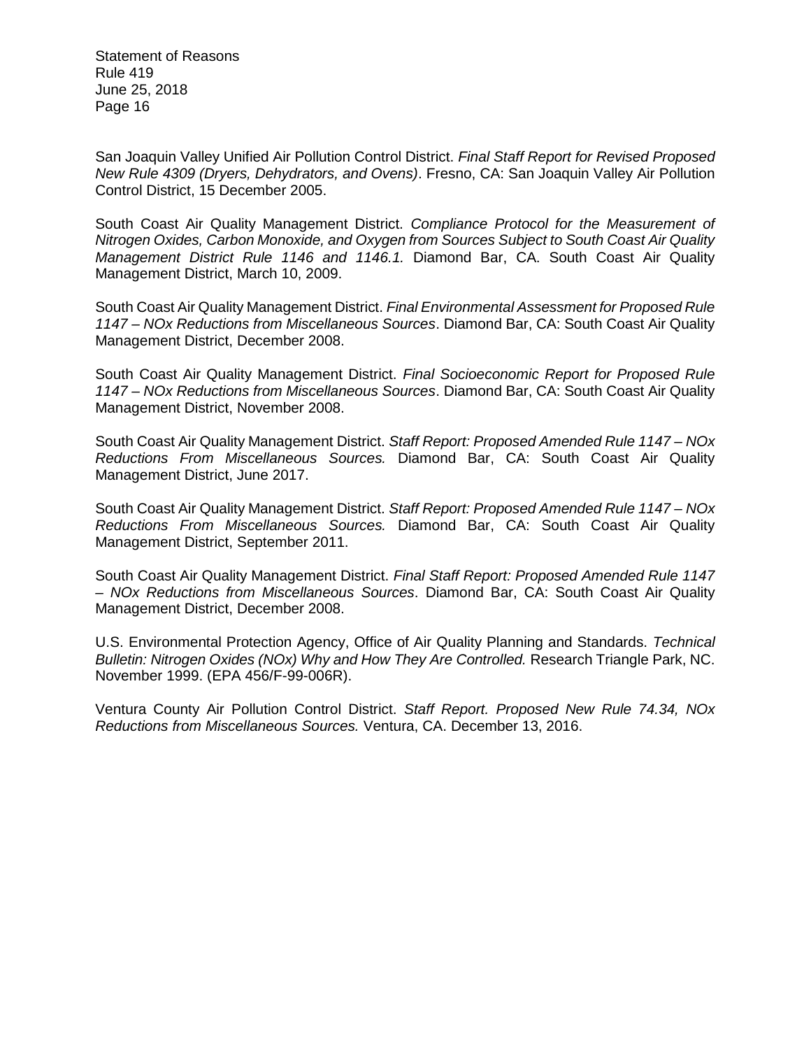San Joaquin Valley Unified Air Pollution Control District. *Final Staff Report for Revised Proposed New Rule 4309 (Dryers, Dehydrators, and Ovens)*. Fresno, CA: San Joaquin Valley Air Pollution Control District, 15 December 2005.

South Coast Air Quality Management District. *Compliance Protocol for the Measurement of Nitrogen Oxides, Carbon Monoxide, and Oxygen from Sources Subject to South Coast Air Quality Management District Rule 1146 and 1146.1.* Diamond Bar, CA. South Coast Air Quality Management District, March 10, 2009.

South Coast Air Quality Management District. *Final Environmental Assessment for Proposed Rule 1147 – NOx Reductions from Miscellaneous Sources*. Diamond Bar, CA: South Coast Air Quality Management District, December 2008.

South Coast Air Quality Management District. *Final Socioeconomic Report for Proposed Rule 1147 – NOx Reductions from Miscellaneous Sources*. Diamond Bar, CA: South Coast Air Quality Management District, November 2008.

South Coast Air Quality Management District. *Staff Report: Proposed Amended Rule 1147 – NOx Reductions From Miscellaneous Sources.* Diamond Bar, CA: South Coast Air Quality Management District, June 2017.

South Coast Air Quality Management District. *Staff Report: Proposed Amended Rule 1147 – NOx Reductions From Miscellaneous Sources.* Diamond Bar, CA: South Coast Air Quality Management District, September 2011.

South Coast Air Quality Management District. *Final Staff Report: Proposed Amended Rule 1147 – NOx Reductions from Miscellaneous Sources*. Diamond Bar, CA: South Coast Air Quality Management District, December 2008.

U.S. Environmental Protection Agency, Office of Air Quality Planning and Standards. *Technical Bulletin: Nitrogen Oxides (NOx) Why and How They Are Controlled.* Research Triangle Park, NC. November 1999. (EPA 456/F-99-006R).

Ventura County Air Pollution Control District. *Staff Report. Proposed New Rule 74.34, NOx Reductions from Miscellaneous Sources.* Ventura, CA. December 13, 2016.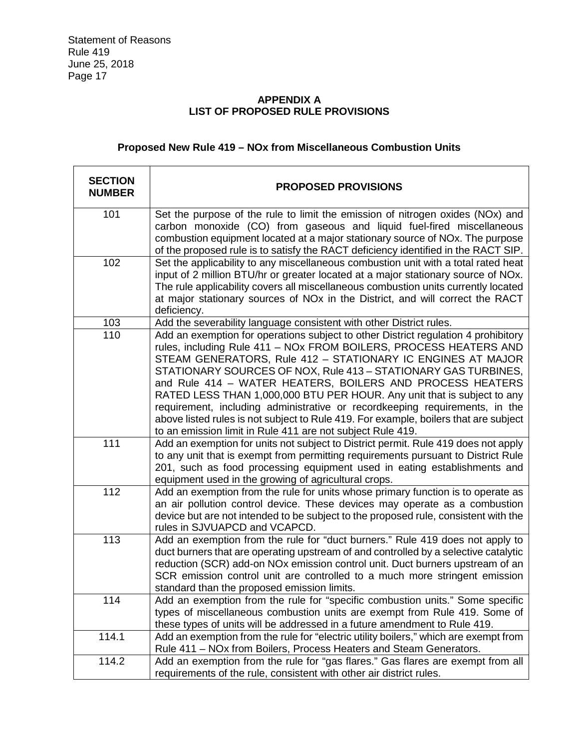## APPENDIX A
## LIST OF PROPOSED RULE PROVISIONS

### Proposed New Rule 419 – NOx from Miscellaneous Combustion Units

| SECTION NUMBER | PROPOSED PROVISIONS |
|---|---|
| 101 | Set the purpose of the rule to limit the emission of nitrogen oxides (NOx) and carbon monoxide (CO) from gaseous and liquid fuel-fired miscellaneous combustion equipment located at a major stationary source of NOx. The purpose of the proposed rule is to satisfy the RACT deficiency identified in the RACT SIP. |
| 102 | Set the applicability to any miscellaneous combustion unit with a total rated heat input of 2 million BTU/hr or greater located at a major stationary source of NOx. The rule applicability covers all miscellaneous combustion units currently located at major stationary sources of NOx in the District, and will correct the RACT deficiency. |
| 103 | Add the severability language consistent with other District rules. |
| 110 | Add an exemption for operations subject to other District regulation 4 prohibitory rules, including Rule 411 – NOx FROM BOILERS, PROCESS HEATERS AND STEAM GENERATORS, Rule 412 – STATIONARY IC ENGINES AT MAJOR STATIONARY SOURCES OF NOX, Rule 413 – STATIONARY GAS TURBINES, and Rule 414 – WATER HEATERS, BOILERS AND PROCESS HEATERS RATED LESS THAN 1,000,000 BTU PER HOUR. Any unit that is subject to any requirement, including administrative or recordkeeping requirements, in the above listed rules is not subject to Rule 419. For example, boilers that are subject to an emission limit in Rule 411 are not subject Rule 419. |
| 111 | Add an exemption for units not subject to District permit. Rule 419 does not apply to any unit that is exempt from permitting requirements pursuant to District Rule 201, such as food processing equipment used in eating establishments and equipment used in the growing of agricultural crops. |
| 112 | Add an exemption from the rule for units whose primary function is to operate as an air pollution control device. These devices may operate as a combustion device but are not intended to be subject to the proposed rule, consistent with the rules in SJVUAPCD and VCAPCD. |
| 113 | Add an exemption from the rule for "duct burners." Rule 419 does not apply to duct burners that are operating upstream of and controlled by a selective catalytic reduction (SCR) add-on NOx emission control unit. Duct burners upstream of an SCR emission control unit are controlled to a much more stringent emission standard than the proposed emission limits. |
| 114 | Add an exemption from the rule for "specific combustion units." Some specific types of miscellaneous combustion units are exempt from Rule 419. Some of these types of units will be addressed in a future amendment to Rule 419. |
| 114.1 | Add an exemption from the rule for "electric utility boilers," which are exempt from Rule 411 – NOx from Boilers, Process Heaters and Steam Generators. |
| 114.2 | Add an exemption from the rule for "gas flares." Gas flares are exempt from all requirements of the rule, consistent with other air district rules. |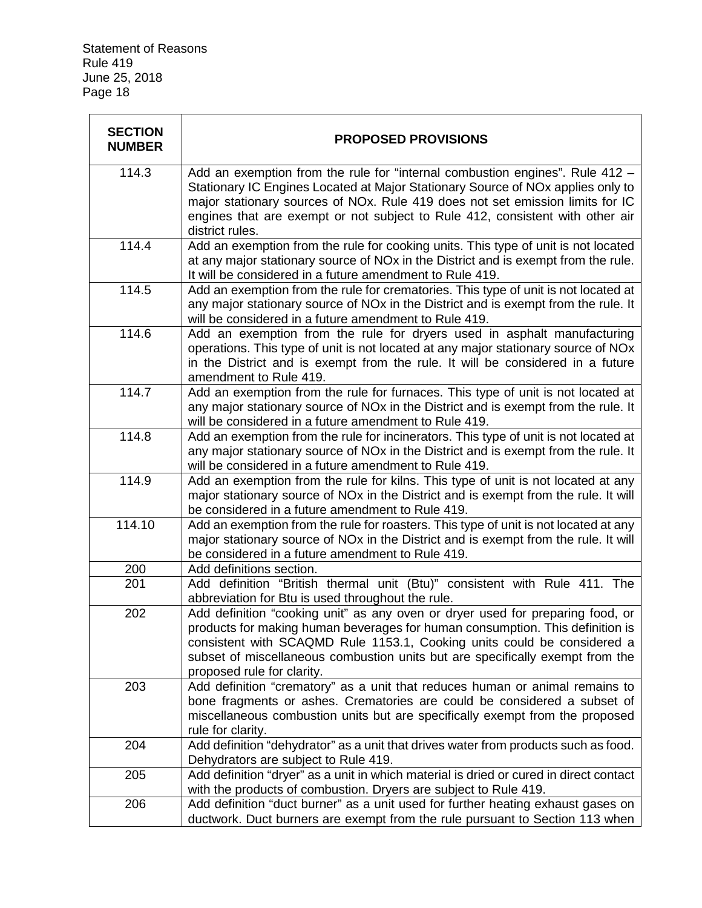| SECTION NUMBER | PROPOSED PROVISIONS |
|---|---|
| 114.3 | Add an exemption from the rule for "internal combustion engines". Rule 412 – Stationary IC Engines Located at Major Stationary Source of NOx applies only to major stationary sources of NOx. Rule 419 does not set emission limits for IC engines that are exempt or not subject to Rule 412, consistent with other air district rules. |
| 114.4 | Add an exemption from the rule for cooking units. This type of unit is not located at any major stationary source of NOx in the District and is exempt from the rule. It will be considered in a future amendment to Rule 419. |
| 114.5 | Add an exemption from the rule for crematories. This type of unit is not located at any major stationary source of NOx in the District and is exempt from the rule. It will be considered in a future amendment to Rule 419. |
| 114.6 | Add an exemption from the rule for dryers used in asphalt manufacturing operations. This type of unit is not located at any major stationary source of NOx in the District and is exempt from the rule. It will be considered in a future amendment to Rule 419. |
| 114.7 | Add an exemption from the rule for furnaces. This type of unit is not located at any major stationary source of NOx in the District and is exempt from the rule. It will be considered in a future amendment to Rule 419. |
| 114.8 | Add an exemption from the rule for incinerators. This type of unit is not located at any major stationary source of NOx in the District and is exempt from the rule. It will be considered in a future amendment to Rule 419. |
| 114.9 | Add an exemption from the rule for kilns. This type of unit is not located at any major stationary source of NOx in the District and is exempt from the rule. It will be considered in a future amendment to Rule 419. |
| 114.10 | Add an exemption from the rule for roasters. This type of unit is not located at any major stationary source of NOx in the District and is exempt from the rule. It will be considered in a future amendment to Rule 419. |
| 200 | Add definitions section. |
| 201 | Add definition "British thermal unit (Btu)" consistent with Rule 411. The abbreviation for Btu is used throughout the rule. |
| 202 | Add definition "cooking unit" as any oven or dryer used for preparing food, or products for making human beverages for human consumption. This definition is consistent with SCAQMD Rule 1153.1, Cooking units could be considered a subset of miscellaneous combustion units but are specifically exempt from the proposed rule for clarity. |
| 203 | Add definition "crematory" as a unit that reduces human or animal remains to bone fragments or ashes. Crematories are could be considered a subset of miscellaneous combustion units but are specifically exempt from the proposed rule for clarity. |
| 204 | Add definition "dehydrator" as a unit that drives water from products such as food. Dehydrators are subject to Rule 419. |
| 205 | Add definition "dryer" as a unit in which material is dried or cured in direct contact with the products of combustion. Dryers are subject to Rule 419. |
| 206 | Add definition "duct burner" as a unit used for further heating exhaust gases on ductwork. Duct burners are exempt from the rule pursuant to Section 113 when |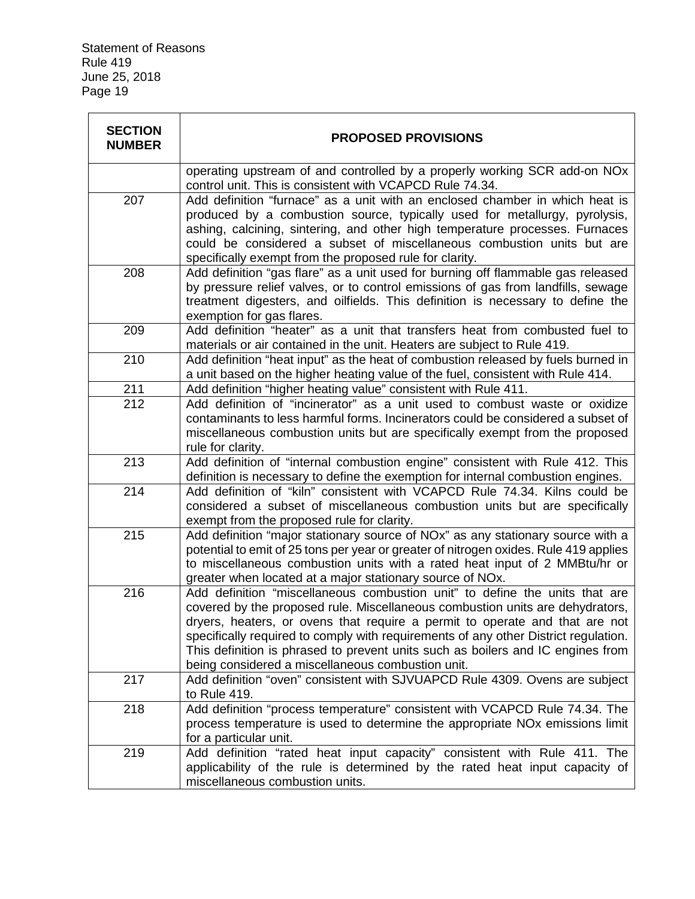| SECTION NUMBER | PROPOSED PROVISIONS |
|---|---|
| | operating upstream of and controlled by a properly working SCR add-on NOx control unit. This is consistent with VCAPCD Rule 74.34. |
| 207 | Add definition "furnace" as a unit with an enclosed chamber in which heat is produced by a combustion source, typically used for metallurgy, pyrolysis, ashing, calcining, sintering, and other high temperature processes. Furnaces could be considered a subset of miscellaneous combustion units but are specifically exempt from the proposed rule for clarity. |
| 208 | Add definition "gas flare" as a unit used for burning off flammable gas released by pressure relief valves, or to control emissions of gas from landfills, sewage treatment digesters, and oilfields. This definition is necessary to define the exemption for gas flares. |
| 209 | Add definition "heater" as a unit that transfers heat from combusted fuel to materials or air contained in the unit. Heaters are subject to Rule 419. |
| 210 | Add definition "heat input" as the heat of combustion released by fuels burned in a unit based on the higher heating value of the fuel, consistent with Rule 414. |
| 211 | Add definition "higher heating value" consistent with Rule 411. |
| 212 | Add definition of "incinerator" as a unit used to combust waste or oxidize contaminants to less harmful forms. Incinerators could be considered a subset of miscellaneous combustion units but are specifically exempt from the proposed rule for clarity. |
| 213 | Add definition of "internal combustion engine" consistent with Rule 412. This definition is necessary to define the exemption for internal combustion engines. |
| 214 | Add definition of "kiln" consistent with VCAPCD Rule 74.34. Kilns could be considered a subset of miscellaneous combustion units but are specifically exempt from the proposed rule for clarity. |
| 215 | Add definition "major stationary source of NOx" as any stationary source with a potential to emit of 25 tons per year or greater of nitrogen oxides. Rule 419 applies to miscellaneous combustion units with a rated heat input of 2 MMBtu/hr or greater when located at a major stationary source of NOx. |
| 216 | Add definition "miscellaneous combustion unit" to define the units that are covered by the proposed rule. Miscellaneous combustion units are dehydrators, dryers, heaters, or ovens that require a permit to operate and that are not specifically required to comply with requirements of any other District regulation. This definition is phrased to prevent units such as boilers and IC engines from being considered a miscellaneous combustion unit. |
| 217 | Add definition "oven" consistent with SJVUAPCD Rule 4309. Ovens are subject to Rule 419. |
| 218 | Add definition "process temperature" consistent with VCAPCD Rule 74.34. The process temperature is used to determine the appropriate NOx emissions limit for a particular unit. |
| 219 | Add definition "rated heat input capacity" consistent with Rule 411. The applicability of the rule is determined by the rated heat input capacity of miscellaneous combustion units. |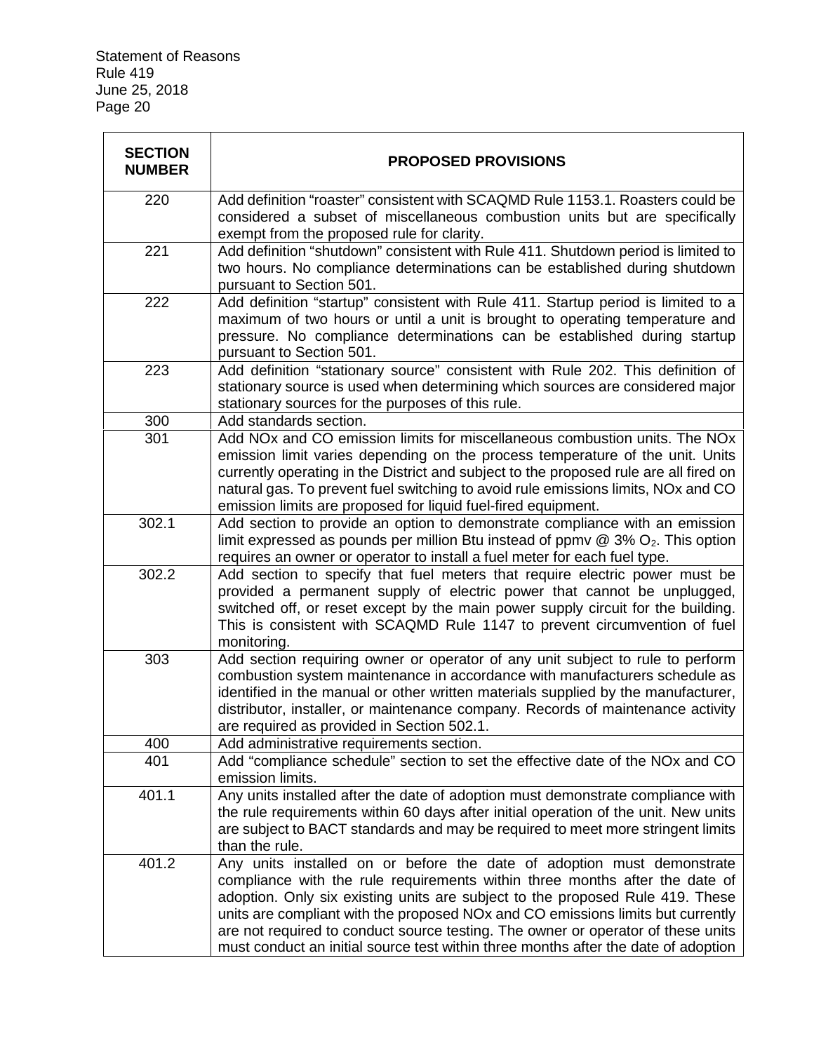| SECTION NUMBER | PROPOSED PROVISIONS |
|---|---|
| 220 | Add definition "roaster" consistent with SCAQMD Rule 1153.1. Roasters could be considered a subset of miscellaneous combustion units but are specifically exempt from the proposed rule for clarity. |
| 221 | Add definition "shutdown" consistent with Rule 411. Shutdown period is limited to two hours. No compliance determinations can be established during shutdown pursuant to Section 501. |
| 222 | Add definition "startup" consistent with Rule 411. Startup period is limited to a maximum of two hours or until a unit is brought to operating temperature and pressure. No compliance determinations can be established during startup pursuant to Section 501. |
| 223 | Add definition "stationary source" consistent with Rule 202. This definition of stationary source is used when determining which sources are considered major stationary sources for the purposes of this rule. |
| 300 | Add standards section. |
| 301 | Add NOx and CO emission limits for miscellaneous combustion units. The NOx emission limit varies depending on the process temperature of the unit. Units currently operating in the District and subject to the proposed rule are all fired on natural gas. To prevent fuel switching to avoid rule emissions limits, NOx and CO emission limits are proposed for liquid fuel-fired equipment. |
| 302.1 | Add section to provide an option to demonstrate compliance with an emission limit expressed as pounds per million Btu instead of ppmv @ 3% $O_2$. This option requires an owner or operator to install a fuel meter for each fuel type. |
| 302.2 | Add section to specify that fuel meters that require electric power must be provided a permanent supply of electric power that cannot be unplugged, switched off, or reset except by the main power supply circuit for the building. This is consistent with SCAQMD Rule 1147 to prevent circumvention of fuel monitoring. |
| 303 | Add section requiring owner or operator of any unit subject to rule to perform combustion system maintenance in accordance with manufacturers schedule as identified in the manual or other written materials supplied by the manufacturer, distributor, installer, or maintenance company. Records of maintenance activity are required as provided in Section 502.1. |
| 400 | Add administrative requirements section. |
| 401 | Add "compliance schedule" section to set the effective date of the NOx and CO emission limits. |
| 401.1 | Any units installed after the date of adoption must demonstrate compliance with the rule requirements within 60 days after initial operation of the unit. New units are subject to BACT standards and may be required to meet more stringent limits than the rule. |
| 401.2 | Any units installed on or before the date of adoption must demonstrate compliance with the rule requirements within three months after the date of adoption. Only six existing units are subject to the proposed Rule 419. These units are compliant with the proposed NOx and CO emissions limits but currently are not required to conduct source testing. The owner or operator of these units must conduct an initial source test within three months after the date of adoption |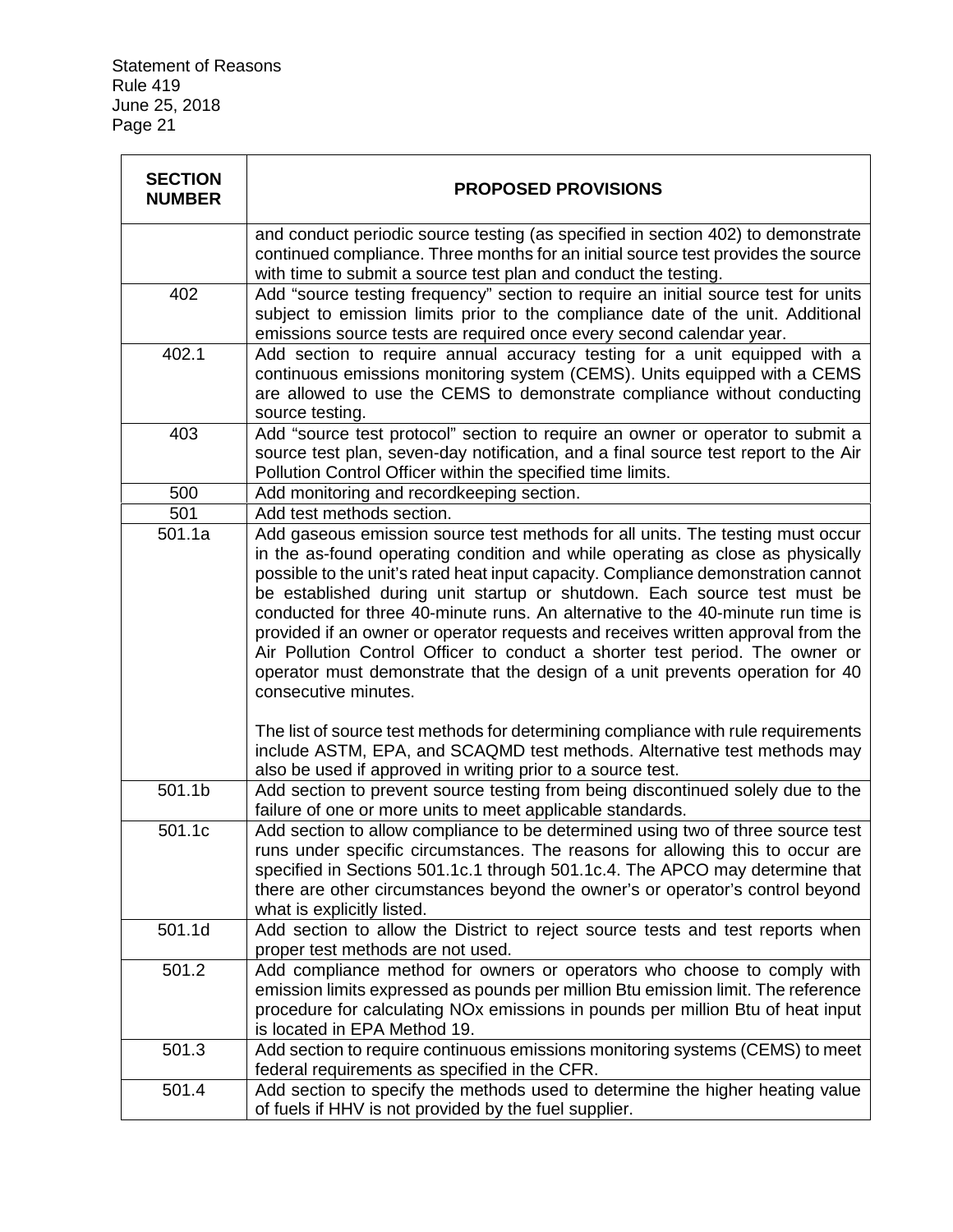| SECTION NUMBER | PROPOSED PROVISIONS |
|---|---|
| | and conduct periodic source testing (as specified in section 402) to demonstrate continued compliance. Three months for an initial source test provides the source with time to submit a source test plan and conduct the testing. |
| 402 | Add "source testing frequency" section to require an initial source test for units subject to emission limits prior to the compliance date of the unit. Additional emissions source tests are required once every second calendar year. |
| 402.1 | Add section to require annual accuracy testing for a unit equipped with a continuous emissions monitoring system (CEMS). Units equipped with a CEMS are allowed to use the CEMS to demonstrate compliance without conducting source testing. |
| 403 | Add "source test protocol" section to require an owner or operator to submit a source test plan, seven-day notification, and a final source test report to the Air Pollution Control Officer within the specified time limits. |
| 500 | Add monitoring and recordkeeping section. |
| 501 | Add test methods section. |
| 501.1a | Add gaseous emission source test methods for all units. The testing must occur in the as-found operating condition and while operating as close as physically possible to the unit's rated heat input capacity. Compliance demonstration cannot be established during unit startup or shutdown. Each source test must be conducted for three 40-minute runs. An alternative to the 40-minute run time is provided if an owner or operator requests and receives written approval from the Air Pollution Control Officer to conduct a shorter test period. The owner or operator must demonstrate that the design of a unit prevents operation for 40 consecutive minutes.<br><br>The list of source test methods for determining compliance with rule requirements include ASTM, EPA, and SCAQMD test methods. Alternative test methods may also be used if approved in writing prior to a source test. |
| 501.1b | Add section to prevent source testing from being discontinued solely due to the failure of one or more units to meet applicable standards. |
| 501.1c | Add section to allow compliance to be determined using two of three source test runs under specific circumstances. The reasons for allowing this to occur are specified in Sections 501.1c.1 through 501.1c.4. The APCO may determine that there are other circumstances beyond the owner's or operator's control beyond what is explicitly listed. |
| 501.1d | Add section to allow the District to reject source tests and test reports when proper test methods are not used. |
| 501.2 | Add compliance method for owners or operators who choose to comply with emission limits expressed as pounds per million Btu emission limit. The reference procedure for calculating NOx emissions in pounds per million Btu of heat input is located in EPA Method 19. |
| 501.3 | Add section to require continuous emissions monitoring systems (CEMS) to meet federal requirements as specified in the CFR. |
| 501.4 | Add section to specify the methods used to determine the higher heating value of fuels if HHV is not provided by the fuel supplier. |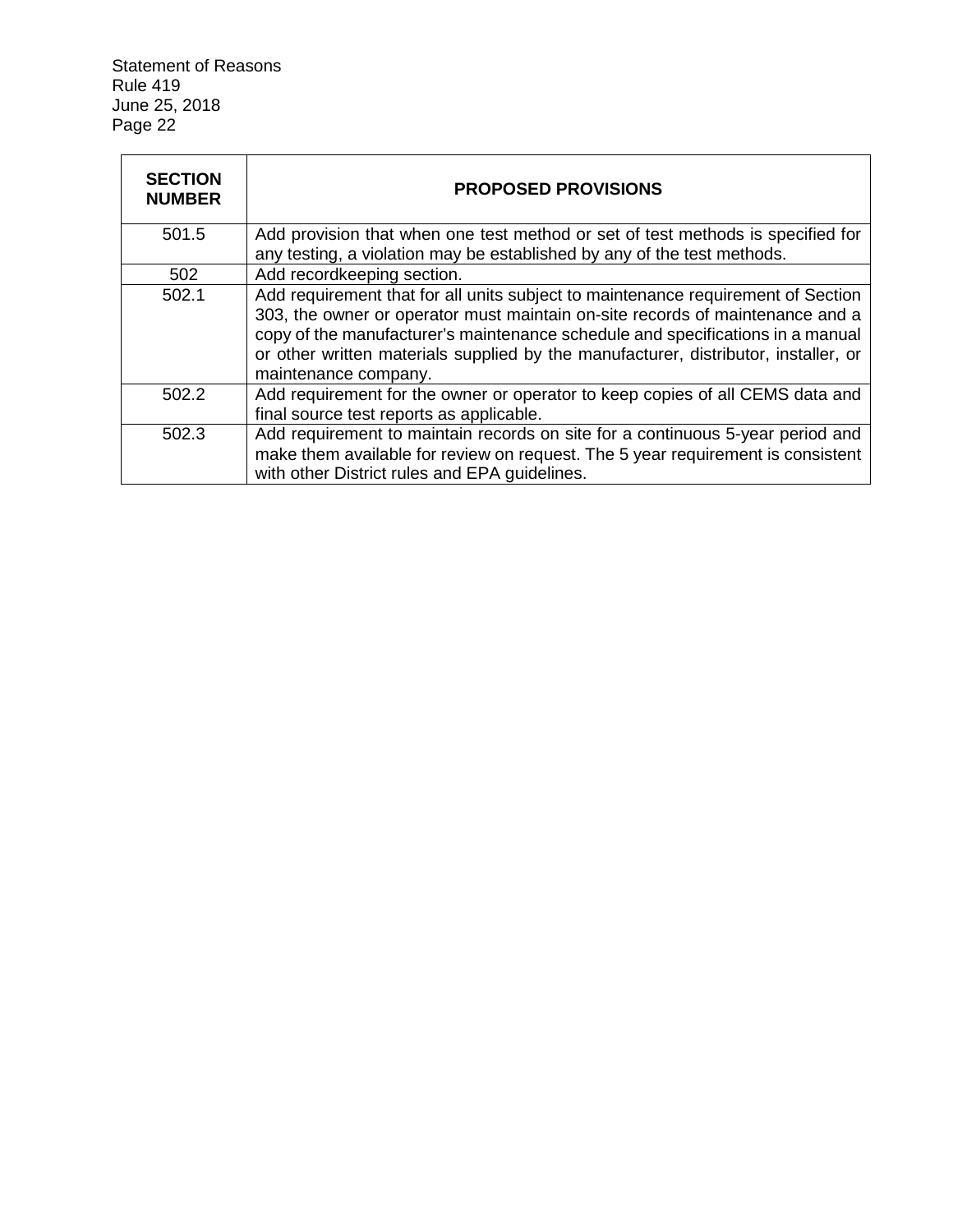| SECTION NUMBER | PROPOSED PROVISIONS |
|---|---|
| 501.5 | Add provision that when one test method or set of test methods is specified for any testing, a violation may be established by any of the test methods. |
| 502 | Add recordkeeping section. |
| 502.1 | Add requirement that for all units subject to maintenance requirement of Section 303, the owner or operator must maintain on-site records of maintenance and a copy of the manufacturer's maintenance schedule and specifications in a manual or other written materials supplied by the manufacturer, distributor, installer, or maintenance company. |
| 502.2 | Add requirement for the owner or operator to keep copies of all CEMS data and final source test reports as applicable. |
| 502.3 | Add requirement to maintain records on site for a continuous 5-year period and make them available for review on request. The 5 year requirement is consistent with other District rules and EPA guidelines. |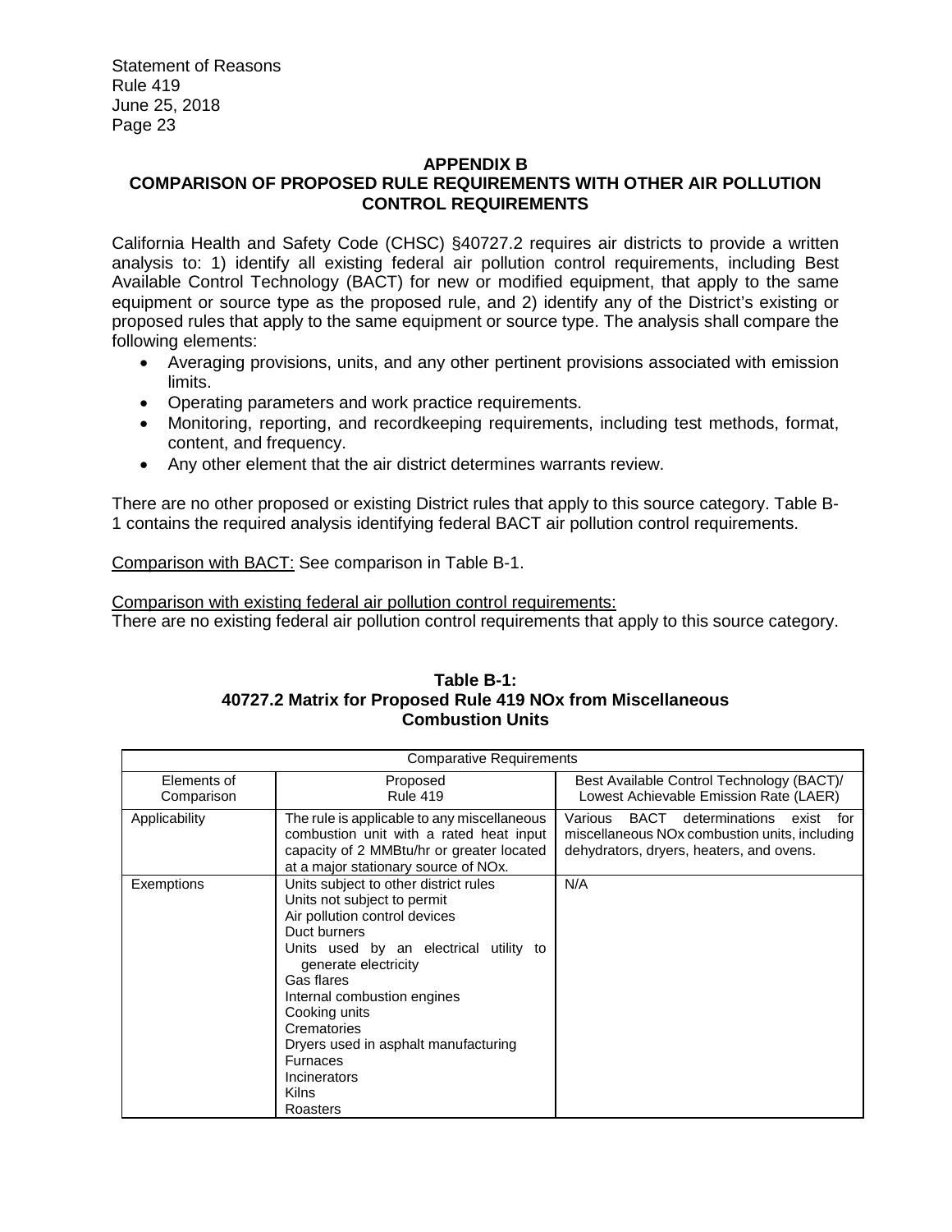## APPENDIX B
## COMPARISON OF PROPOSED RULE REQUIREMENTS WITH OTHER AIR POLLUTION CONTROL REQUIREMENTS

California Health and Safety Code (CHSC) §40727.2 requires air districts to provide a written analysis to: 1) identify all existing federal air pollution control requirements, including Best Available Control Technology (BACT) for new or modified equipment, that apply to the same equipment or source type as the proposed rule, and 2) identify any of the District's existing or proposed rules that apply to the same equipment or source type. The analysis shall compare the following elements:

- Averaging provisions, units, and any other pertinent provisions associated with emission limits.
- Operating parameters and work practice requirements.
- Monitoring, reporting, and recordkeeping requirements, including test methods, format, content, and frequency.
- Any other element that the air district determines warrants review.

There are no other proposed or existing District rules that apply to this source category. Table B-1 contains the required analysis identifying federal BACT air pollution control requirements.

Comparison with BACT: See comparison in Table B-1.

Comparison with existing federal air pollution control requirements:
There are no existing federal air pollution control requirements that apply to this source category.

**Table B-1:**
**40727.2 Matrix for Proposed Rule 419 NOx from Miscellaneous Combustion Units**

| Comparative Requirements | | |
|---|---|---|
| Elements of Comparison | Proposed Rule 419 | Best Available Control Technology (BACT)/ Lowest Achievable Emission Rate (LAER) |
| Applicability | The rule is applicable to any miscellaneous combustion unit with a rated heat input capacity of 2 MMBtu/hr or greater located at a major stationary source of NOx. | Various BACT determinations exist for miscellaneous NOx combustion units, including dehydrators, dryers, heaters, and ovens. |
| Exemptions | Units subject to other district rules<br>Units not subject to permit<br>Air pollution control devices<br>Duct burners<br>Units used by an electrical utility to generate electricity<br>Gas flares<br>Internal combustion engines<br>Cooking units<br>Crematories<br>Dryers used in asphalt manufacturing<br>Furnaces<br>Incinerators<br>Kilns<br>Roasters | N/A |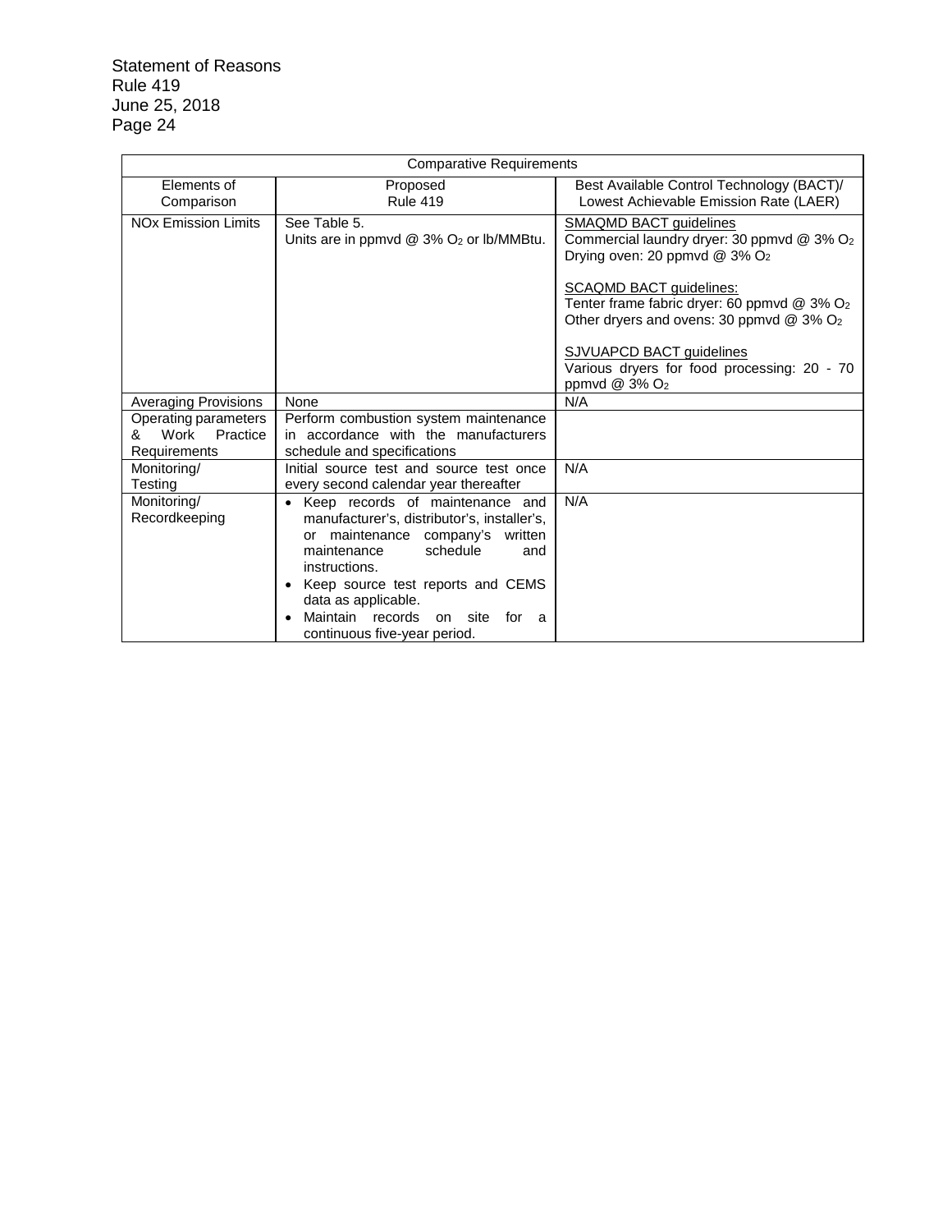| Comparative Requirements | | |
|---|---|---|
| Elements of Comparison | Proposed Rule 419 | Best Available Control Technology (BACT)/ Lowest Achievable Emission Rate (LAER) |
| NOx Emission Limits | See Table 5.<br>Units are in ppmvd @ 3% $O_2$ or lb/MMBtu. | SMAQMD BACT guidelines<br>Commercial laundry dryer: 30 ppmvd @ 3% $O_2$<br>Drying oven: 20 ppmvd @ 3% $O_2$<br><br>SCAQMD BACT guidelines:<br>Tenter frame fabric dryer: 60 ppmvd @ 3% $O_2$<br>Other dryers and ovens: 30 ppmvd @ 3% $O_2$<br><br>SJVUAPCD BACT guidelines<br>Various dryers for food processing: 20 - 70 ppmvd @ 3% $O_2$ |
| Averaging Provisions | None | N/A |
| Operating parameters & Work Practice Requirements | Perform combustion system maintenance in accordance with the manufacturers schedule and specifications | |
| Monitoring/ Testing | Initial source test and source test once every second calendar year thereafter | N/A |
| Monitoring/ Recordkeeping | • Keep records of maintenance and manufacturer's, distributor's, installer's, or maintenance company's written maintenance schedule and instructions.<br>• Keep source test reports and CEMS data as applicable.<br>• Maintain records on site for a continuous five-year period. | N/A |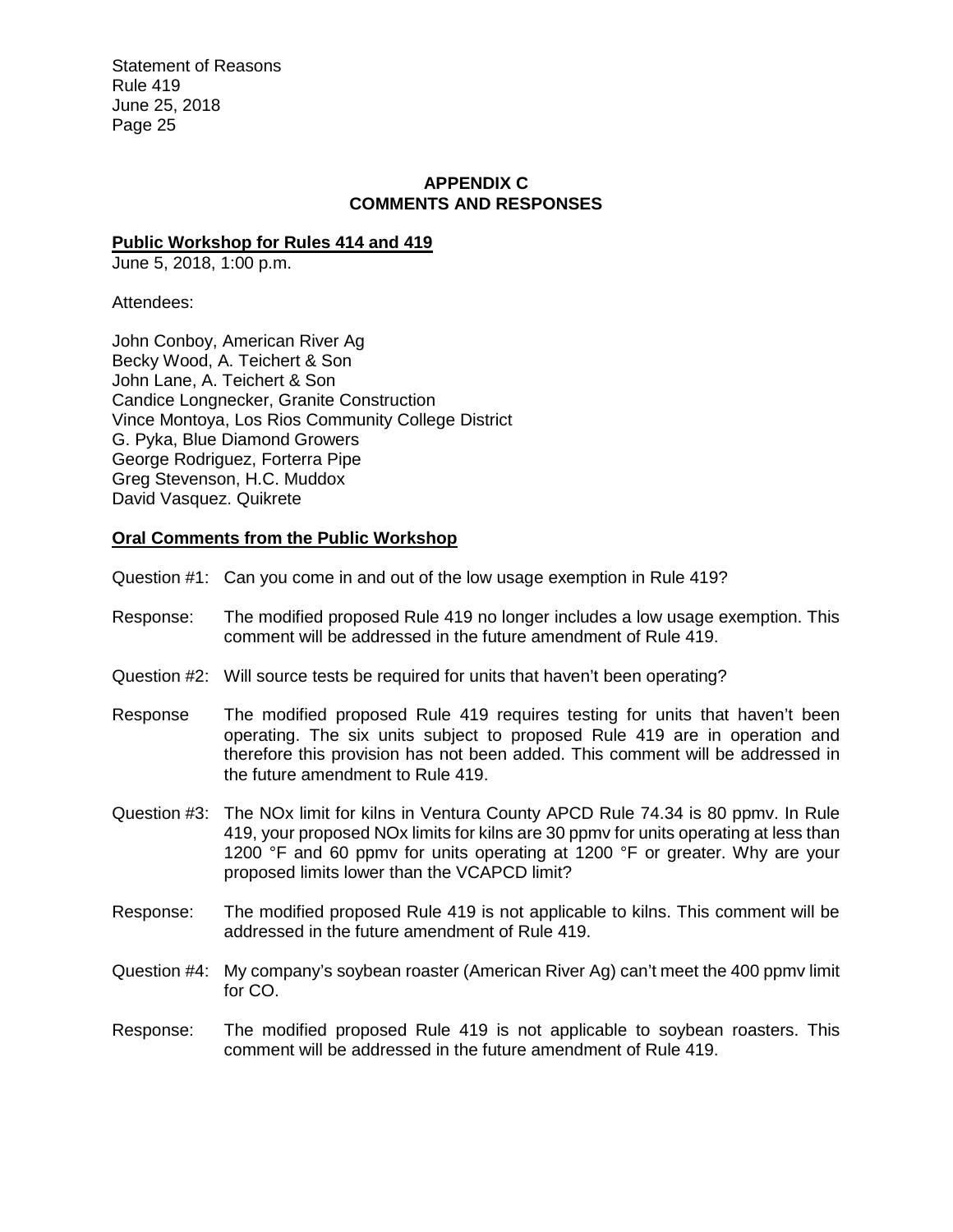## APPENDIX C
## COMMENTS AND RESPONSES

**Public Workshop for Rules 414 and 419**

June 5, 2018, 1:00 p.m.

Attendees:

John Conboy, American River Ag
Becky Wood, A. Teichert & Son
John Lane, A. Teichert & Son
Candice Longnecker, Granite Construction
Vince Montoya, Los Rios Community College District
G. Pyka, Blue Diamond Growers
George Rodriguez, Forterra Pipe
Greg Stevenson, H.C. Muddox
David Vasquez. Quikrete

**Oral Comments from the Public Workshop**

Question #1: Can you come in and out of the low usage exemption in Rule 419?

Response: The modified proposed Rule 419 no longer includes a low usage exemption. This comment will be addressed in the future amendment of Rule 419.

Question #2: Will source tests be required for units that haven't been operating?

Response The modified proposed Rule 419 requires testing for units that haven't been operating. The six units subject to proposed Rule 419 are in operation and therefore this provision has not been added. This comment will be addressed in the future amendment to Rule 419.

Question #3: The NOx limit for kilns in Ventura County APCD Rule 74.34 is 80 ppmv. In Rule 419, your proposed NOx limits for kilns are 30 ppmv for units operating at less than 1200 °F and 60 ppmv for units operating at 1200 °F or greater. Why are your proposed limits lower than the VCAPCD limit?

Response: The modified proposed Rule 419 is not applicable to kilns. This comment will be addressed in the future amendment of Rule 419.

Question #4: My company's soybean roaster (American River Ag) can't meet the 400 ppmv limit for CO.

Response: The modified proposed Rule 419 is not applicable to soybean roasters. This comment will be addressed in the future amendment of Rule 419.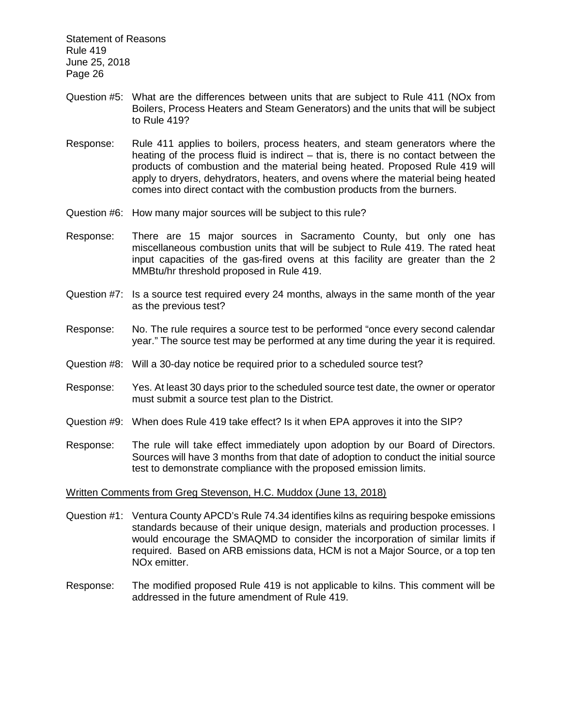Question #5: What are the differences between units that are subject to Rule 411 (NOx from Boilers, Process Heaters and Steam Generators) and the units that will be subject to Rule 419?

Response: Rule 411 applies to boilers, process heaters, and steam generators where the heating of the process fluid is indirect – that is, there is no contact between the products of combustion and the material being heated. Proposed Rule 419 will apply to dryers, dehydrators, heaters, and ovens where the material being heated comes into direct contact with the combustion products from the burners.

Question #6: How many major sources will be subject to this rule?

Response: There are 15 major sources in Sacramento County, but only one has miscellaneous combustion units that will be subject to Rule 419. The rated heat input capacities of the gas-fired ovens at this facility are greater than the 2 MMBtu/hr threshold proposed in Rule 419.

Question #7: Is a source test required every 24 months, always in the same month of the year as the previous test?

Response: No. The rule requires a source test to be performed "once every second calendar year." The source test may be performed at any time during the year it is required.

Question #8: Will a 30-day notice be required prior to a scheduled source test?

Response: Yes. At least 30 days prior to the scheduled source test date, the owner or operator must submit a source test plan to the District.

Question #9: When does Rule 419 take effect? Is it when EPA approves it into the SIP?

Response: The rule will take effect immediately upon adoption by our Board of Directors. Sources will have 3 months from that date of adoption to conduct the initial source test to demonstrate compliance with the proposed emission limits.

Written Comments from Greg Stevenson, H.C. Muddox (June 13, 2018)

Question #1: Ventura County APCD's Rule 74.34 identifies kilns as requiring bespoke emissions standards because of their unique design, materials and production processes. I would encourage the SMAQMD to consider the incorporation of similar limits if required. Based on ARB emissions data, HCM is not a Major Source, or a top ten NOx emitter.

Response: The modified proposed Rule 419 is not applicable to kilns. This comment will be addressed in the future amendment of Rule 419.